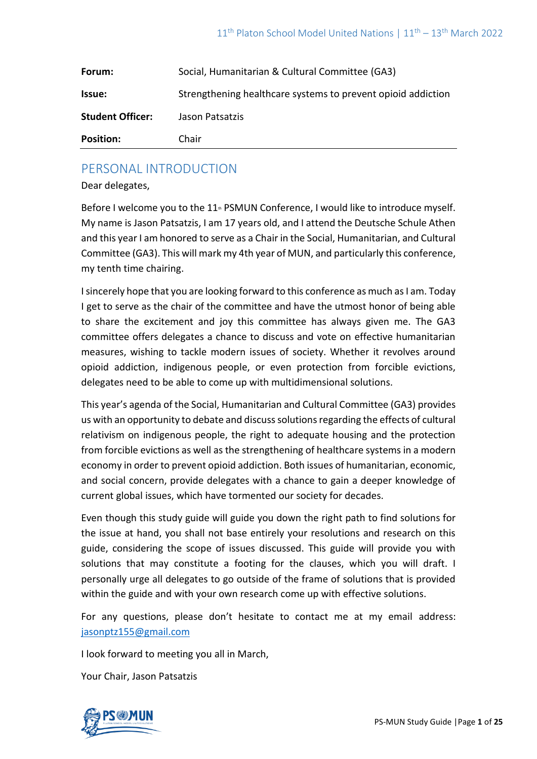| | |
|---|---|
| **Forum:** | Social, Humanitarian & Cultural Committee (GA3) |
| **Issue:** | Strengthening healthcare systems to prevent opioid addiction |
| **Student Officer:** | Jason Patsatzis |
| **Position:** | Chair |

## PERSONAL INTRODUCTION

Dear delegates,

Before I welcome you to the 11th PSMUN Conference, I would like to introduce myself. My name is Jason Patsatzis, I am 17 years old, and I attend the Deutsche Schule Athen and this year I am honored to serve as a Chair in the Social, Humanitarian, and Cultural Committee (GA3). This will mark my 4th year of MUN, and particularly this conference, my tenth time chairing.

I sincerely hope that you are looking forward to this conference as much as I am. Today I get to serve as the chair of the committee and have the utmost honor of being able to share the excitement and joy this committee has always given me. The GA3 committee offers delegates a chance to discuss and vote on effective humanitarian measures, wishing to tackle modern issues of society. Whether it revolves around opioid addiction, indigenous people, or even protection from forcible evictions, delegates need to be able to come up with multidimensional solutions.

This year's agenda of the Social, Humanitarian and Cultural Committee (GA3) provides us with an opportunity to debate and discuss solutions regarding the effects of cultural relativism on indigenous people, the right to adequate housing and the protection from forcible evictions as well as the strengthening of healthcare systems in a modern economy in order to prevent opioid addiction. Both issues of humanitarian, economic, and social concern, provide delegates with a chance to gain a deeper knowledge of current global issues, which have tormented our society for decades.

Even though this study guide will guide you down the right path to find solutions for the issue at hand, you shall not base entirely your resolutions and research on this guide, considering the scope of issues discussed. This guide will provide you with solutions that may constitute a footing for the clauses, which you will draft. I personally urge all delegates to go outside of the frame of solutions that is provided within the guide and with your own research come up with effective solutions.

For any questions, please don't hesitate to contact me at my email address: jasonptz155@gmail.com

I look forward to meeting you all in March,

Your Chair, Jason Patsatzis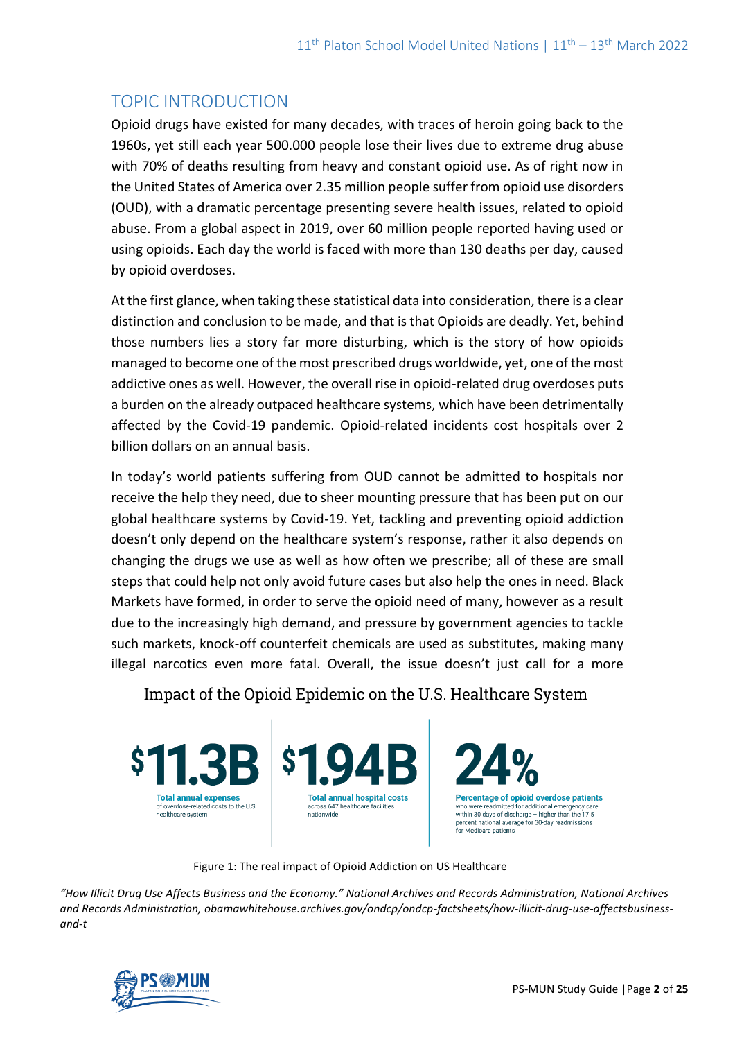## TOPIC INTRODUCTION

Opioid drugs have existed for many decades, with traces of heroin going back to the 1960s, yet still each year 500.000 people lose their lives due to extreme drug abuse with 70% of deaths resulting from heavy and constant opioid use. As of right now in the United States of America over 2.35 million people suffer from opioid use disorders (OUD), with a dramatic percentage presenting severe health issues, related to opioid abuse. From a global aspect in 2019, over 60 million people reported having used or using opioids. Each day the world is faced with more than 130 deaths per day, caused by opioid overdoses.

At the first glance, when taking these statistical data into consideration, there is a clear distinction and conclusion to be made, and that is that Opioids are deadly. Yet, behind those numbers lies a story far more disturbing, which is the story of how opioids managed to become one of the most prescribed drugs worldwide, yet, one of the most addictive ones as well. However, the overall rise in opioid-related drug overdoses puts a burden on the already outpaced healthcare systems, which have been detrimentally affected by the Covid-19 pandemic. Opioid-related incidents cost hospitals over 2 billion dollars on an annual basis.

In today's world patients suffering from OUD cannot be admitted to hospitals nor receive the help they need, due to sheer mounting pressure that has been put on our global healthcare systems by Covid-19. Yet, tackling and preventing opioid addiction doesn't only depend on the healthcare system's response, rather it also depends on changing the drugs we use as well as how often we prescribe; all of these are small steps that could help not only avoid future cases but also help the ones in need. Black Markets have formed, in order to serve the opioid need of many, however as a result due to the increasingly high demand, and pressure by government agencies to tackle such markets, knock-off counterfeit chemicals are used as substitutes, making many illegal narcotics even more fatal. Overall, the issue doesn't just call for a more

### Impact of the Opioid Epidemic on the U.S. Healthcare System

| $11.3B | $1.94B | 24% |
|---|---|---|
| **Total annual expenses** of overdose-related costs to the U.S. healthcare system | **Total annual hospital costs** across 647 healthcare facilities nationwide | **Percentage of opioid overdose patients** who were readmitted for additional emergency care within 30 days of discharge – higher than the 17.5 percent national average for 30-day readmissions for Medicare patients |

Figure 1: The real impact of Opioid Addiction on US Healthcare

*"How Illicit Drug Use Affects Business and the Economy." National Archives and Records Administration, National Archives and Records Administration, obamawhitehouse.archives.gov/ondcp/ondcp-factsheets/how-illicit-drug-use-affectsbusiness-and-t*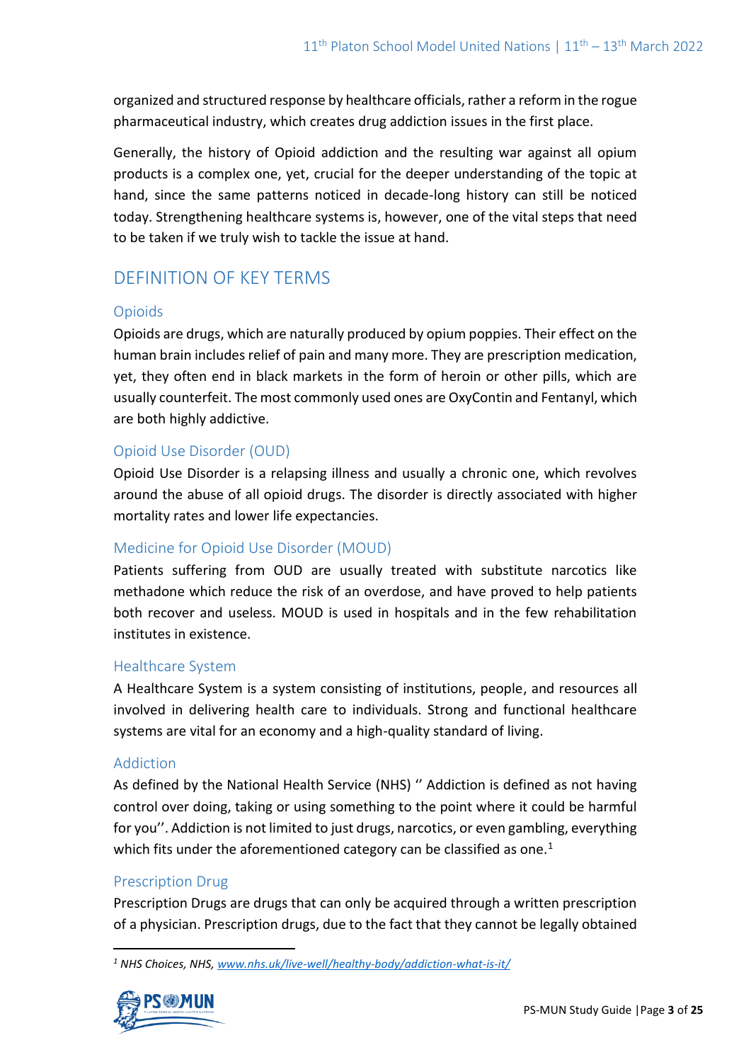organized and structured response by healthcare officials, rather a reform in the rogue pharmaceutical industry, which creates drug addiction issues in the first place.

Generally, the history of Opioid addiction and the resulting war against all opium products is a complex one, yet, crucial for the deeper understanding of the topic at hand, since the same patterns noticed in decade-long history can still be noticed today. Strengthening healthcare systems is, however, one of the vital steps that need to be taken if we truly wish to tackle the issue at hand.

## DEFINITION OF KEY TERMS

### Opioids

Opioids are drugs, which are naturally produced by opium poppies. Their effect on the human brain includes relief of pain and many more. They are prescription medication, yet, they often end in black markets in the form of heroin or other pills, which are usually counterfeit. The most commonly used ones are OxyContin and Fentanyl, which are both highly addictive.

### Opioid Use Disorder (OUD)

Opioid Use Disorder is a relapsing illness and usually a chronic one, which revolves around the abuse of all opioid drugs. The disorder is directly associated with higher mortality rates and lower life expectancies.

### Medicine for Opioid Use Disorder (MOUD)

Patients suffering from OUD are usually treated with substitute narcotics like methadone which reduce the risk of an overdose, and have proved to help patients both recover and useless. MOUD is used in hospitals and in the few rehabilitation institutes in existence.

### Healthcare System

A Healthcare System is a system consisting of institutions, people, and resources all involved in delivering health care to individuals. Strong and functional healthcare systems are vital for an economy and a high-quality standard of living.

### Addiction

As defined by the National Health Service (NHS) '' Addiction is defined as not having control over doing, taking or using something to the point where it could be harmful for you''. Addiction is not limited to just drugs, narcotics, or even gambling, everything which fits under the aforementioned category can be classified as one.[1]

### Prescription Drug

Prescription Drugs are drugs that can only be acquired through a written prescription of a physician. Prescription drugs, due to the fact that they cannot be legally obtained

---

[1] *NHS Choices, NHS, www.nhs.uk/live-well/healthy-body/addiction-what-is-it/*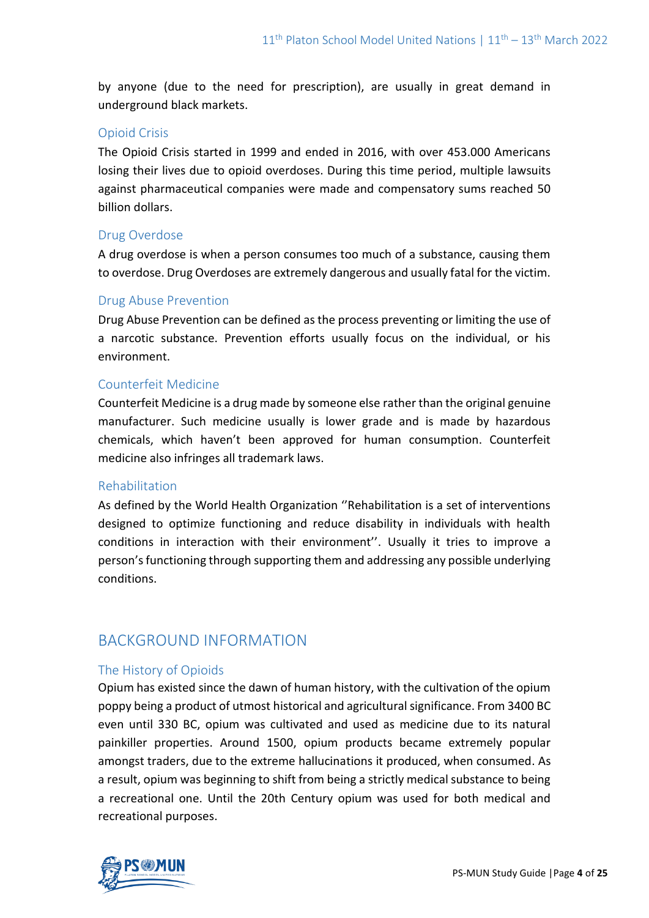by anyone (due to the need for prescription), are usually in great demand in underground black markets.

### Opioid Crisis

The Opioid Crisis started in 1999 and ended in 2016, with over 453.000 Americans losing their lives due to opioid overdoses. During this time period, multiple lawsuits against pharmaceutical companies were made and compensatory sums reached 50 billion dollars.

### Drug Overdose

A drug overdose is when a person consumes too much of a substance, causing them to overdose. Drug Overdoses are extremely dangerous and usually fatal for the victim.

### Drug Abuse Prevention

Drug Abuse Prevention can be defined as the process preventing or limiting the use of a narcotic substance. Prevention efforts usually focus on the individual, or his environment.

### Counterfeit Medicine

Counterfeit Medicine is a drug made by someone else rather than the original genuine manufacturer. Such medicine usually is lower grade and is made by hazardous chemicals, which haven't been approved for human consumption. Counterfeit medicine also infringes all trademark laws.

### Rehabilitation

As defined by the World Health Organization ''Rehabilitation is a set of interventions designed to optimize functioning and reduce disability in individuals with health conditions in interaction with their environment''. Usually it tries to improve a person's functioning through supporting them and addressing any possible underlying conditions.

## BACKGROUND INFORMATION

### The History of Opioids

Opium has existed since the dawn of human history, with the cultivation of the opium poppy being a product of utmost historical and agricultural significance. From 3400 BC even until 330 BC, opium was cultivated and used as medicine due to its natural painkiller properties. Around 1500, opium products became extremely popular amongst traders, due to the extreme hallucinations it produced, when consumed. As a result, opium was beginning to shift from being a strictly medical substance to being a recreational one. Until the 20th Century opium was used for both medical and recreational purposes.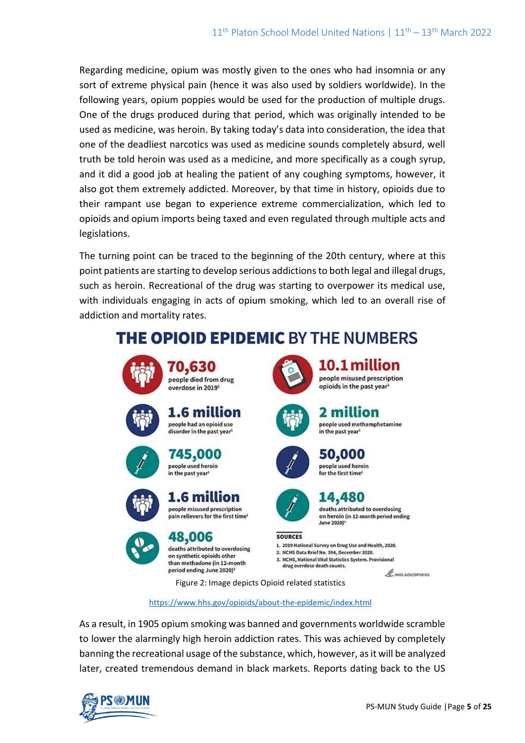Regarding medicine, opium was mostly given to the ones who had insomnia or any sort of extreme physical pain (hence it was also used by soldiers worldwide). In the following years, opium poppies would be used for the production of multiple drugs. One of the drugs produced during that period, which was originally intended to be used as medicine, was heroin. By taking today's data into consideration, the idea that one of the deadliest narcotics was used as medicine sounds completely absurd, well truth be told heroin was used as a medicine, and more specifically as a cough syrup, and it did a good job at healing the patient of any coughing symptoms, however, it also got them extremely addicted. Moreover, by that time in history, opioids due to their rampant use began to experience extreme commercialization, which led to opioids and opium imports being taxed and even regulated through multiple acts and legislations.

The turning point can be traced to the beginning of the 20th century, where at this point patients are starting to develop serious addictions to both legal and illegal drugs, such as heroin. Recreational of the drug was starting to overpower its medical use, with individuals engaging in acts of opium smoking, which led to an overall rise of addiction and mortality rates.

## THE OPIOID EPIDEMIC BY THE NUMBERS

- **70,630** people died from drug overdose in 2019[2]
- **10.1 million** people misused prescription opioids in the past year[1]
- **1.6 million** people had an opioid use disorder in the past year[1]
- **2 million** people used methamphetamine in the past year[1]
- **745,000** people used heroin in the past year[1]
- **50,000** people used heroin for the first time[1]
- **1.6 million** people misused prescription pain relievers for the first time[1]
- **14,480** deaths attributed to overdosing on heroin (in 12-month period ending June 2020)[3]
- **48,006** deaths attributed to overdosing on synthetic opioids other than methadone (in 12-month period ending June 2020)[3]

**SOURCES**

1. 2019 National Survey on Drug Use and Health, 2020.
2. NCHS Data Brief No. 394, December 2020.
3. NCHS, National Vital Statistics System. Provisional drug overdose death counts.

HHS.GOV/OPIOIDS

Figure 2: Image depicts Opioid related statistics

https://www.hhs.gov/opioids/about-the-epidemic/index.html

As a result, in 1905 opium smoking was banned and governments worldwide scramble to lower the alarmingly high heroin addiction rates. This was achieved by completely banning the recreational usage of the substance, which, however, as it will be analyzed later, created tremendous demand in black markets. Reports dating back to the US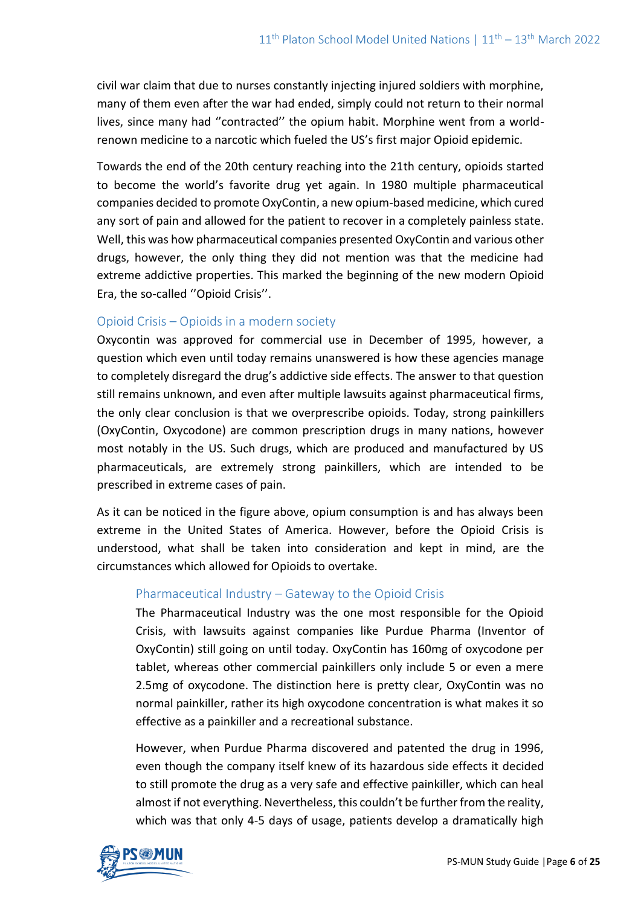civil war claim that due to nurses constantly injecting injured soldiers with morphine, many of them even after the war had ended, simply could not return to their normal lives, since many had ''contracted'' the opium habit. Morphine went from a world-renown medicine to a narcotic which fueled the US's first major Opioid epidemic.

Towards the end of the 20th century reaching into the 21th century, opioids started to become the world's favorite drug yet again. In 1980 multiple pharmaceutical companies decided to promote OxyContin, a new opium-based medicine, which cured any sort of pain and allowed for the patient to recover in a completely painless state. Well, this was how pharmaceutical companies presented OxyContin and various other drugs, however, the only thing they did not mention was that the medicine had extreme addictive properties. This marked the beginning of the new modern Opioid Era, the so-called ''Opioid Crisis''.

## Opioid Crisis – Opioids in a modern society

Oxycontin was approved for commercial use in December of 1995, however, a question which even until today remains unanswered is how these agencies manage to completely disregard the drug's addictive side effects. The answer to that question still remains unknown, and even after multiple lawsuits against pharmaceutical firms, the only clear conclusion is that we overprescribe opioids. Today, strong painkillers (OxyContin, Oxycodone) are common prescription drugs in many nations, however most notably in the US. Such drugs, which are produced and manufactured by US pharmaceuticals, are extremely strong painkillers, which are intended to be prescribed in extreme cases of pain.

As it can be noticed in the figure above, opium consumption is and has always been extreme in the United States of America. However, before the Opioid Crisis is understood, what shall be taken into consideration and kept in mind, are the circumstances which allowed for Opioids to overtake.

### Pharmaceutical Industry – Gateway to the Opioid Crisis

The Pharmaceutical Industry was the one most responsible for the Opioid Crisis, with lawsuits against companies like Purdue Pharma (Inventor of OxyContin) still going on until today. OxyContin has 160mg of oxycodone per tablet, whereas other commercial painkillers only include 5 or even a mere 2.5mg of oxycodone. The distinction here is pretty clear, OxyContin was no normal painkiller, rather its high oxycodone concentration is what makes it so effective as a painkiller and a recreational substance.

However, when Purdue Pharma discovered and patented the drug in 1996, even though the company itself knew of its hazardous side effects it decided to still promote the drug as a very safe and effective painkiller, which can heal almost if not everything. Nevertheless, this couldn't be further from the reality, which was that only 4-5 days of usage, patients develop a dramatically high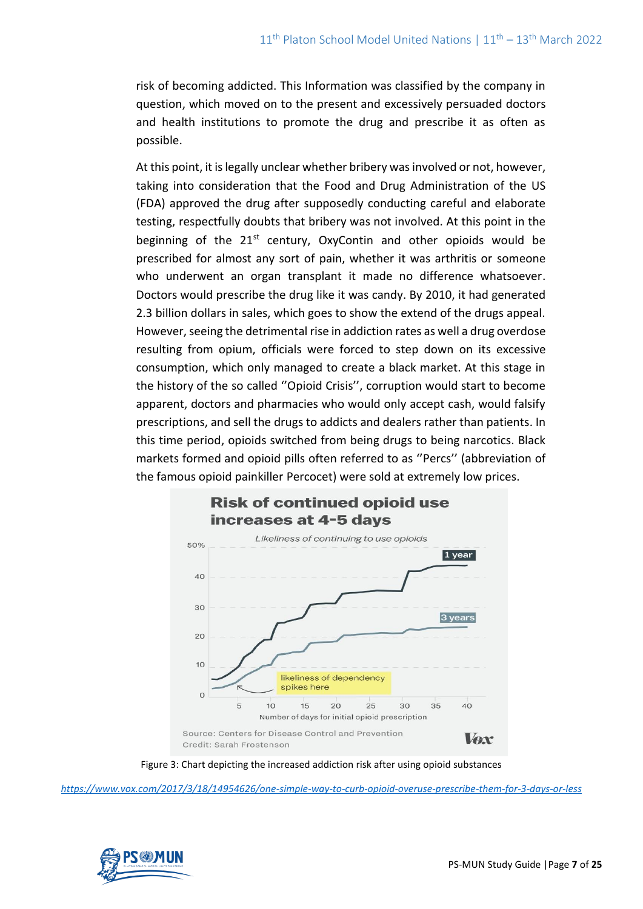risk of becoming addicted. This Information was classified by the company in question, which moved on to the present and excessively persuaded doctors and health institutions to promote the drug and prescribe it as often as possible.

At this point, it is legally unclear whether bribery was involved or not, however, taking into consideration that the Food and Drug Administration of the US (FDA) approved the drug after supposedly conducting careful and elaborate testing, respectfully doubts that bribery was not involved. At this point in the beginning of the 21st century, OxyContin and other opioids would be prescribed for almost any sort of pain, whether it was arthritis or someone who underwent an organ transplant it made no difference whatsoever. Doctors would prescribe the drug like it was candy. By 2010, it had generated 2.3 billion dollars in sales, which goes to show the extend of the drugs appeal. However, seeing the detrimental rise in addiction rates as well a drug overdose resulting from opium, officials were forced to step down on its excessive consumption, which only managed to create a black market. At this stage in the history of the so called ''Opioid Crisis'', corruption would start to become apparent, doctors and pharmacies who would only accept cash, would falsify prescriptions, and sell the drugs to addicts and dealers rather than patients. In this time period, opioids switched from being drugs to being narcotics. Black markets formed and opioid pills often referred to as ''Percs'' (abbreviation of the famous opioid painkiller Percocet) were sold at extremely low prices.

Figure 3: Chart depicting the increased addiction risk after using opioid substances

https://www.vox.com/2017/3/18/14954626/one-simple-way-to-curb-opioid-overuse-prescribe-them-for-3-days-or-less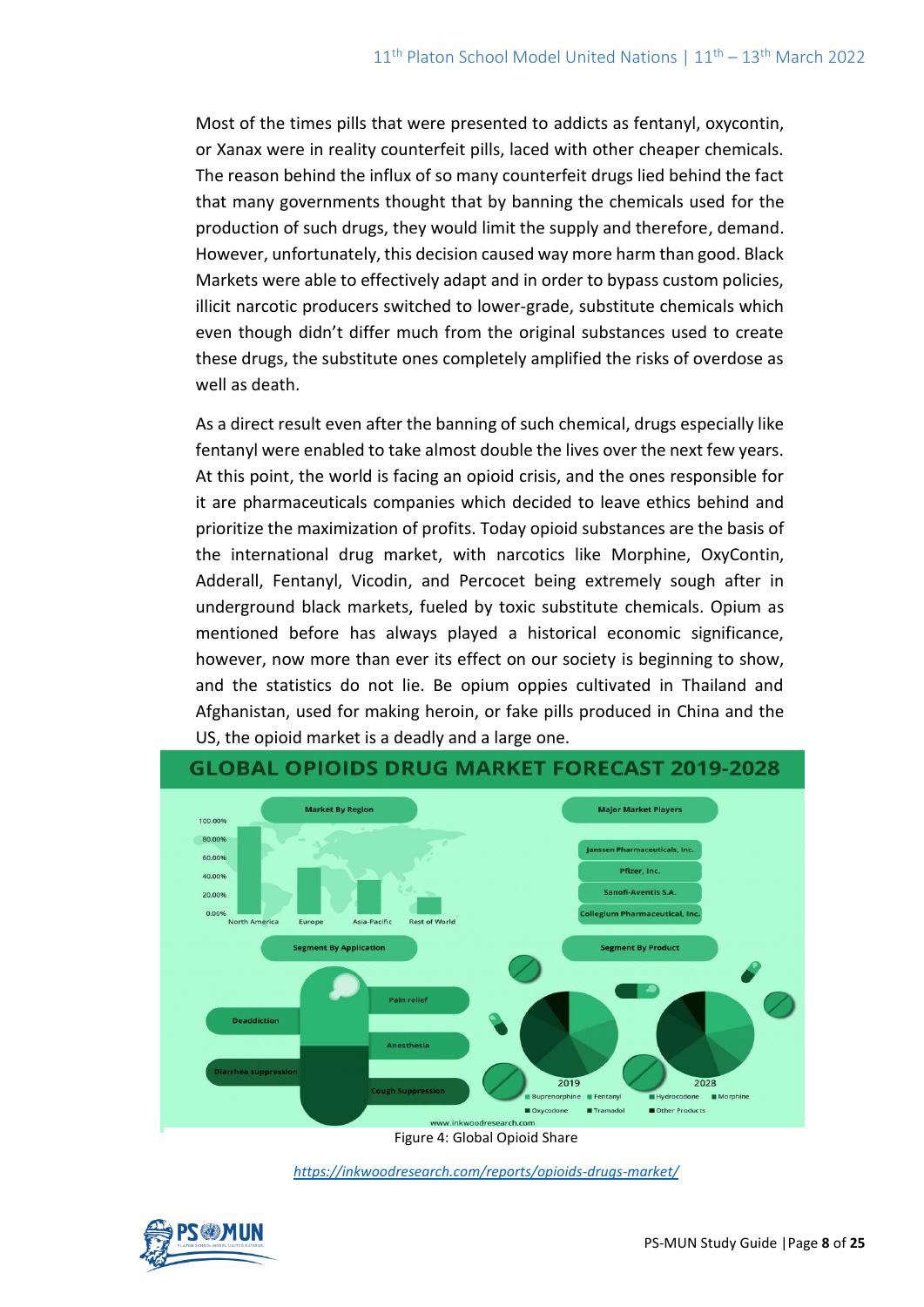Most of the times pills that were presented to addicts as fentanyl, oxycontin, or Xanax were in reality counterfeit pills, laced with other cheaper chemicals. The reason behind the influx of so many counterfeit drugs lied behind the fact that many governments thought that by banning the chemicals used for the production of such drugs, they would limit the supply and therefore, demand. However, unfortunately, this decision caused way more harm than good. Black Markets were able to effectively adapt and in order to bypass custom policies, illicit narcotic producers switched to lower-grade, substitute chemicals which even though didn't differ much from the original substances used to create these drugs, the substitute ones completely amplified the risks of overdose as well as death.

As a direct result even after the banning of such chemical, drugs especially like fentanyl were enabled to take almost double the lives over the next few years. At this point, the world is facing an opioid crisis, and the ones responsible for it are pharmaceuticals companies which decided to leave ethics behind and prioritize the maximization of profits. Today opioid substances are the basis of the international drug market, with narcotics like Morphine, OxyContin, Adderall, Fentanyl, Vicodin, and Percocet being extremely sough after in underground black markets, fueled by toxic substitute chemicals. Opium as mentioned before has always played a historical economic significance, however, now more than ever its effect on our society is beginning to show, and the statistics do not lie. Be opium oppies cultivated in Thailand and Afghanistan, used for making heroin, or fake pills produced in China and the US, the opioid market is a deadly and a large one.

Figure 4: Global Opioid Share

https://inkwoodresearch.com/reports/opioids-drugs-market/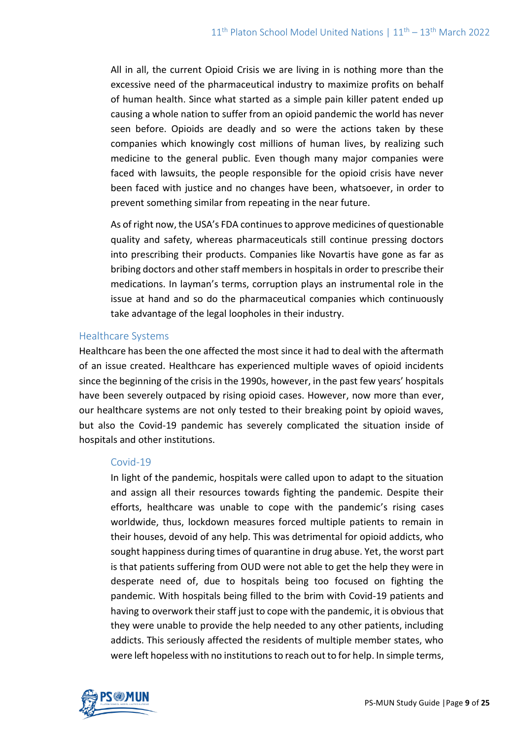All in all, the current Opioid Crisis we are living in is nothing more than the excessive need of the pharmaceutical industry to maximize profits on behalf of human health. Since what started as a simple pain killer patent ended up causing a whole nation to suffer from an opioid pandemic the world has never seen before. Opioids are deadly and so were the actions taken by these companies which knowingly cost millions of human lives, by realizing such medicine to the general public. Even though many major companies were faced with lawsuits, the people responsible for the opioid crisis have never been faced with justice and no changes have been, whatsoever, in order to prevent something similar from repeating in the near future.

As of right now, the USA's FDA continues to approve medicines of questionable quality and safety, whereas pharmaceuticals still continue pressing doctors into prescribing their products. Companies like Novartis have gone as far as bribing doctors and other staff members in hospitals in order to prescribe their medications. In layman's terms, corruption plays an instrumental role in the issue at hand and so do the pharmaceutical companies which continuously take advantage of the legal loopholes in their industry.

## Healthcare Systems

Healthcare has been the one affected the most since it had to deal with the aftermath of an issue created. Healthcare has experienced multiple waves of opioid incidents since the beginning of the crisis in the 1990s, however, in the past few years' hospitals have been severely outpaced by rising opioid cases. However, now more than ever, our healthcare systems are not only tested to their breaking point by opioid waves, but also the Covid-19 pandemic has severely complicated the situation inside of hospitals and other institutions.

### Covid-19

In light of the pandemic, hospitals were called upon to adapt to the situation and assign all their resources towards fighting the pandemic. Despite their efforts, healthcare was unable to cope with the pandemic's rising cases worldwide, thus, lockdown measures forced multiple patients to remain in their houses, devoid of any help. This was detrimental for opioid addicts, who sought happiness during times of quarantine in drug abuse. Yet, the worst part is that patients suffering from OUD were not able to get the help they were in desperate need of, due to hospitals being too focused on fighting the pandemic. With hospitals being filled to the brim with Covid-19 patients and having to overwork their staff just to cope with the pandemic, it is obvious that they were unable to provide the help needed to any other patients, including addicts. This seriously affected the residents of multiple member states, who were left hopeless with no institutions to reach out to for help. In simple terms,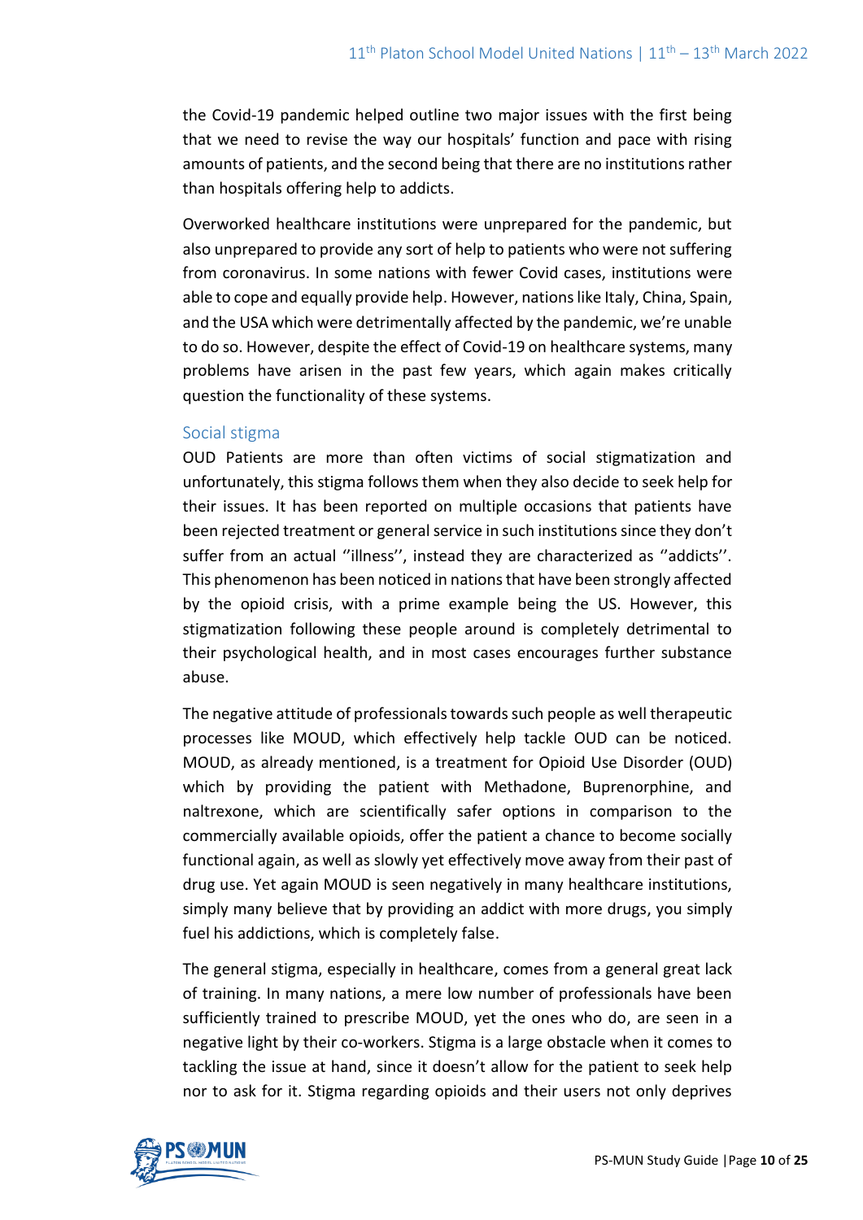the Covid-19 pandemic helped outline two major issues with the first being that we need to revise the way our hospitals' function and pace with rising amounts of patients, and the second being that there are no institutions rather than hospitals offering help to addicts.

Overworked healthcare institutions were unprepared for the pandemic, but also unprepared to provide any sort of help to patients who were not suffering from coronavirus. In some nations with fewer Covid cases, institutions were able to cope and equally provide help. However, nations like Italy, China, Spain, and the USA which were detrimentally affected by the pandemic, we're unable to do so. However, despite the effect of Covid-19 on healthcare systems, many problems have arisen in the past few years, which again makes critically question the functionality of these systems.

### Social stigma

OUD Patients are more than often victims of social stigmatization and unfortunately, this stigma follows them when they also decide to seek help for their issues. It has been reported on multiple occasions that patients have been rejected treatment or general service in such institutions since they don't suffer from an actual ''illness'', instead they are characterized as ''addicts''. This phenomenon has been noticed in nations that have been strongly affected by the opioid crisis, with a prime example being the US. However, this stigmatization following these people around is completely detrimental to their psychological health, and in most cases encourages further substance abuse.

The negative attitude of professionals towards such people as well therapeutic processes like MOUD, which effectively help tackle OUD can be noticed. MOUD, as already mentioned, is a treatment for Opioid Use Disorder (OUD) which by providing the patient with Methadone, Buprenorphine, and naltrexone, which are scientifically safer options in comparison to the commercially available opioids, offer the patient a chance to become socially functional again, as well as slowly yet effectively move away from their past of drug use. Yet again MOUD is seen negatively in many healthcare institutions, simply many believe that by providing an addict with more drugs, you simply fuel his addictions, which is completely false.

The general stigma, especially in healthcare, comes from a general great lack of training. In many nations, a mere low number of professionals have been sufficiently trained to prescribe MOUD, yet the ones who do, are seen in a negative light by their co-workers. Stigma is a large obstacle when it comes to tackling the issue at hand, since it doesn't allow for the patient to seek help nor to ask for it. Stigma regarding opioids and their users not only deprives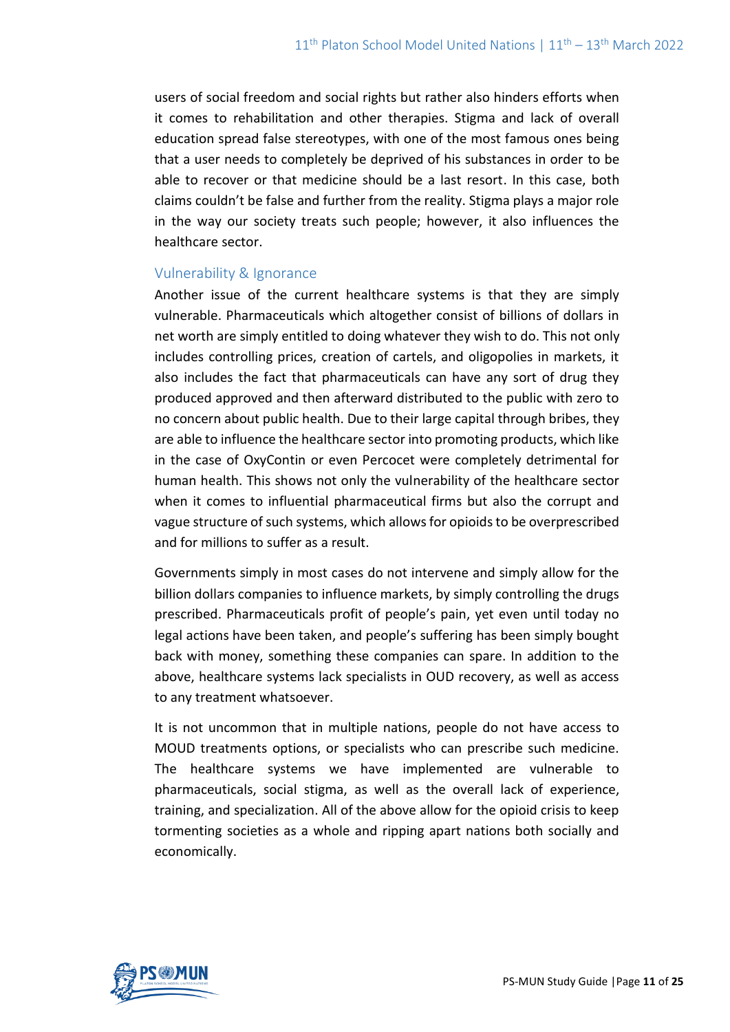users of social freedom and social rights but rather also hinders efforts when it comes to rehabilitation and other therapies. Stigma and lack of overall education spread false stereotypes, with one of the most famous ones being that a user needs to completely be deprived of his substances in order to be able to recover or that medicine should be a last resort. In this case, both claims couldn't be false and further from the reality. Stigma plays a major role in the way our society treats such people; however, it also influences the healthcare sector.

### Vulnerability & Ignorance

Another issue of the current healthcare systems is that they are simply vulnerable. Pharmaceuticals which altogether consist of billions of dollars in net worth are simply entitled to doing whatever they wish to do. This not only includes controlling prices, creation of cartels, and oligopolies in markets, it also includes the fact that pharmaceuticals can have any sort of drug they produced approved and then afterward distributed to the public with zero to no concern about public health. Due to their large capital through bribes, they are able to influence the healthcare sector into promoting products, which like in the case of OxyContin or even Percocet were completely detrimental for human health. This shows not only the vulnerability of the healthcare sector when it comes to influential pharmaceutical firms but also the corrupt and vague structure of such systems, which allows for opioids to be overprescribed and for millions to suffer as a result.

Governments simply in most cases do not intervene and simply allow for the billion dollars companies to influence markets, by simply controlling the drugs prescribed. Pharmaceuticals profit of people's pain, yet even until today no legal actions have been taken, and people's suffering has been simply bought back with money, something these companies can spare. In addition to the above, healthcare systems lack specialists in OUD recovery, as well as access to any treatment whatsoever.

It is not uncommon that in multiple nations, people do not have access to MOUD treatments options, or specialists who can prescribe such medicine. The healthcare systems we have implemented are vulnerable to pharmaceuticals, social stigma, as well as the overall lack of experience, training, and specialization. All of the above allow for the opioid crisis to keep tormenting societies as a whole and ripping apart nations both socially and economically.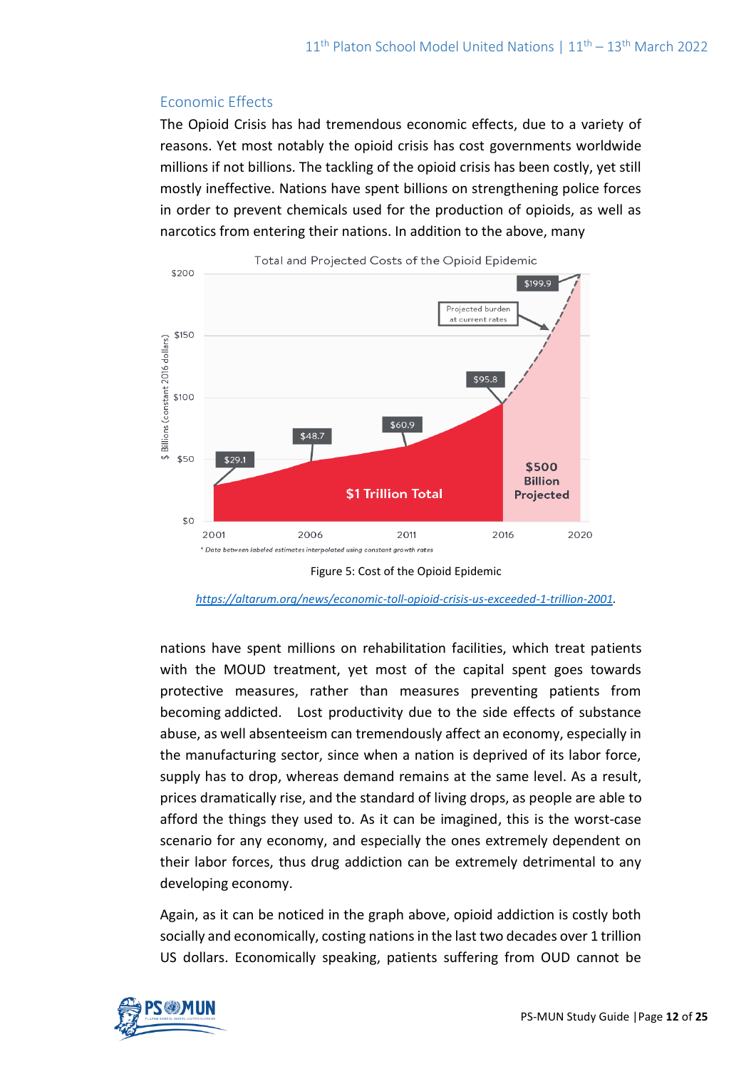## Economic Effects

The Opioid Crisis has had tremendous economic effects, due to a variety of reasons. Yet most notably the opioid crisis has cost governments worldwide millions if not billions. The tackling of the opioid crisis has been costly, yet still mostly ineffective. Nations have spent billions on strengthening police forces in order to prevent chemicals used for the production of opioids, as well as narcotics from entering their nations. In addition to the above, many

Figure 5: Cost of the Opioid Epidemic

https://altarum.org/news/economic-toll-opioid-crisis-us-exceeded-1-trillion-2001.

nations have spent millions on rehabilitation facilities, which treat patients with the MOUD treatment, yet most of the capital spent goes towards protective measures, rather than measures preventing patients from becoming addicted. Lost productivity due to the side effects of substance abuse, as well absenteeism can tremendously affect an economy, especially in the manufacturing sector, since when a nation is deprived of its labor force, supply has to drop, whereas demand remains at the same level. As a result, prices dramatically rise, and the standard of living drops, as people are able to afford the things they used to. As it can be imagined, this is the worst-case scenario for any economy, and especially the ones extremely dependent on their labor forces, thus drug addiction can be extremely detrimental to any developing economy.

Again, as it can be noticed in the graph above, opioid addiction is costly both socially and economically, costing nations in the last two decades over 1 trillion US dollars. Economically speaking, patients suffering from OUD cannot be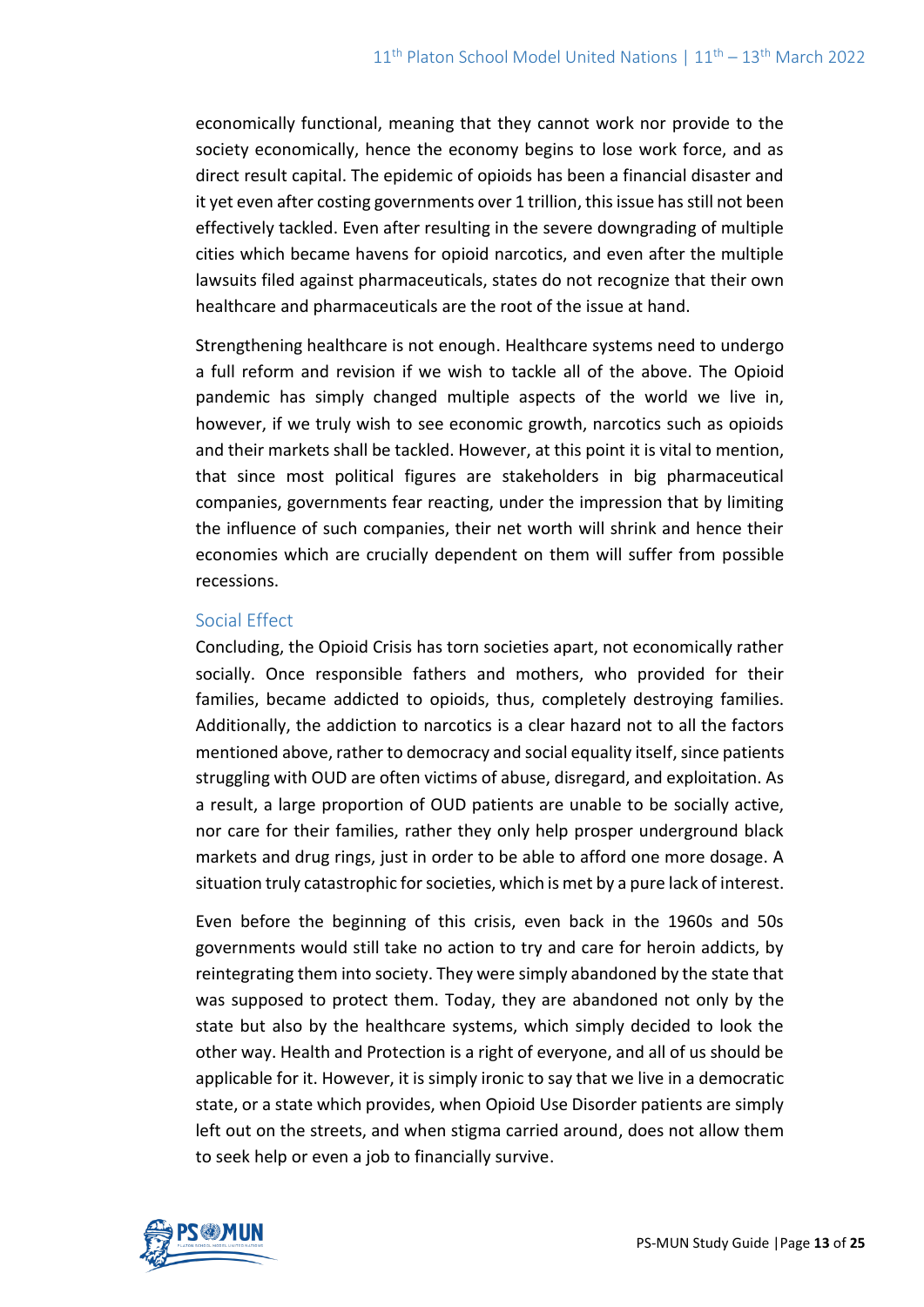economically functional, meaning that they cannot work nor provide to the society economically, hence the economy begins to lose work force, and as direct result capital. The epidemic of opioids has been a financial disaster and it yet even after costing governments over 1 trillion, this issue has still not been effectively tackled. Even after resulting in the severe downgrading of multiple cities which became havens for opioid narcotics, and even after the multiple lawsuits filed against pharmaceuticals, states do not recognize that their own healthcare and pharmaceuticals are the root of the issue at hand.

Strengthening healthcare is not enough. Healthcare systems need to undergo a full reform and revision if we wish to tackle all of the above. The Opioid pandemic has simply changed multiple aspects of the world we live in, however, if we truly wish to see economic growth, narcotics such as opioids and their markets shall be tackled. However, at this point it is vital to mention, that since most political figures are stakeholders in big pharmaceutical companies, governments fear reacting, under the impression that by limiting the influence of such companies, their net worth will shrink and hence their economies which are crucially dependent on them will suffer from possible recessions.

### Social Effect

Concluding, the Opioid Crisis has torn societies apart, not economically rather socially. Once responsible fathers and mothers, who provided for their families, became addicted to opioids, thus, completely destroying families. Additionally, the addiction to narcotics is a clear hazard not to all the factors mentioned above, rather to democracy and social equality itself, since patients struggling with OUD are often victims of abuse, disregard, and exploitation. As a result, a large proportion of OUD patients are unable to be socially active, nor care for their families, rather they only help prosper underground black markets and drug rings, just in order to be able to afford one more dosage. A situation truly catastrophic for societies, which is met by a pure lack of interest.

Even before the beginning of this crisis, even back in the 1960s and 50s governments would still take no action to try and care for heroin addicts, by reintegrating them into society. They were simply abandoned by the state that was supposed to protect them. Today, they are abandoned not only by the state but also by the healthcare systems, which simply decided to look the other way. Health and Protection is a right of everyone, and all of us should be applicable for it. However, it is simply ironic to say that we live in a democratic state, or a state which provides, when Opioid Use Disorder patients are simply left out on the streets, and when stigma carried around, does not allow them to seek help or even a job to financially survive.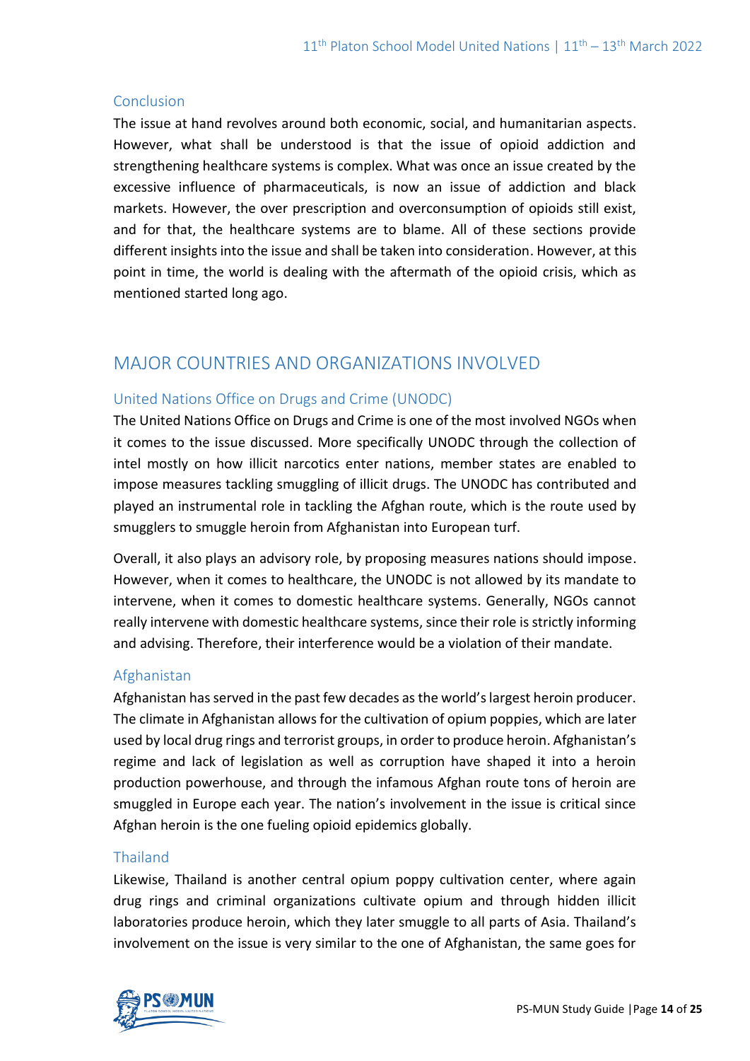### Conclusion

The issue at hand revolves around both economic, social, and humanitarian aspects. However, what shall be understood is that the issue of opioid addiction and strengthening healthcare systems is complex. What was once an issue created by the excessive influence of pharmaceuticals, is now an issue of addiction and black markets. However, the over prescription and overconsumption of opioids still exist, and for that, the healthcare systems are to blame. All of these sections provide different insights into the issue and shall be taken into consideration. However, at this point in time, the world is dealing with the aftermath of the opioid crisis, which as mentioned started long ago.

## MAJOR COUNTRIES AND ORGANIZATIONS INVOLVED

### United Nations Office on Drugs and Crime (UNODC)

The United Nations Office on Drugs and Crime is one of the most involved NGOs when it comes to the issue discussed. More specifically UNODC through the collection of intel mostly on how illicit narcotics enter nations, member states are enabled to impose measures tackling smuggling of illicit drugs. The UNODC has contributed and played an instrumental role in tackling the Afghan route, which is the route used by smugglers to smuggle heroin from Afghanistan into European turf.

Overall, it also plays an advisory role, by proposing measures nations should impose. However, when it comes to healthcare, the UNODC is not allowed by its mandate to intervene, when it comes to domestic healthcare systems. Generally, NGOs cannot really intervene with domestic healthcare systems, since their role is strictly informing and advising. Therefore, their interference would be a violation of their mandate.

### Afghanistan

Afghanistan has served in the past few decades as the world's largest heroin producer. The climate in Afghanistan allows for the cultivation of opium poppies, which are later used by local drug rings and terrorist groups, in order to produce heroin. Afghanistan's regime and lack of legislation as well as corruption have shaped it into a heroin production powerhouse, and through the infamous Afghan route tons of heroin are smuggled in Europe each year. The nation's involvement in the issue is critical since Afghan heroin is the one fueling opioid epidemics globally.

### Thailand

Likewise, Thailand is another central opium poppy cultivation center, where again drug rings and criminal organizations cultivate opium and through hidden illicit laboratories produce heroin, which they later smuggle to all parts of Asia. Thailand's involvement on the issue is very similar to the one of Afghanistan, the same goes for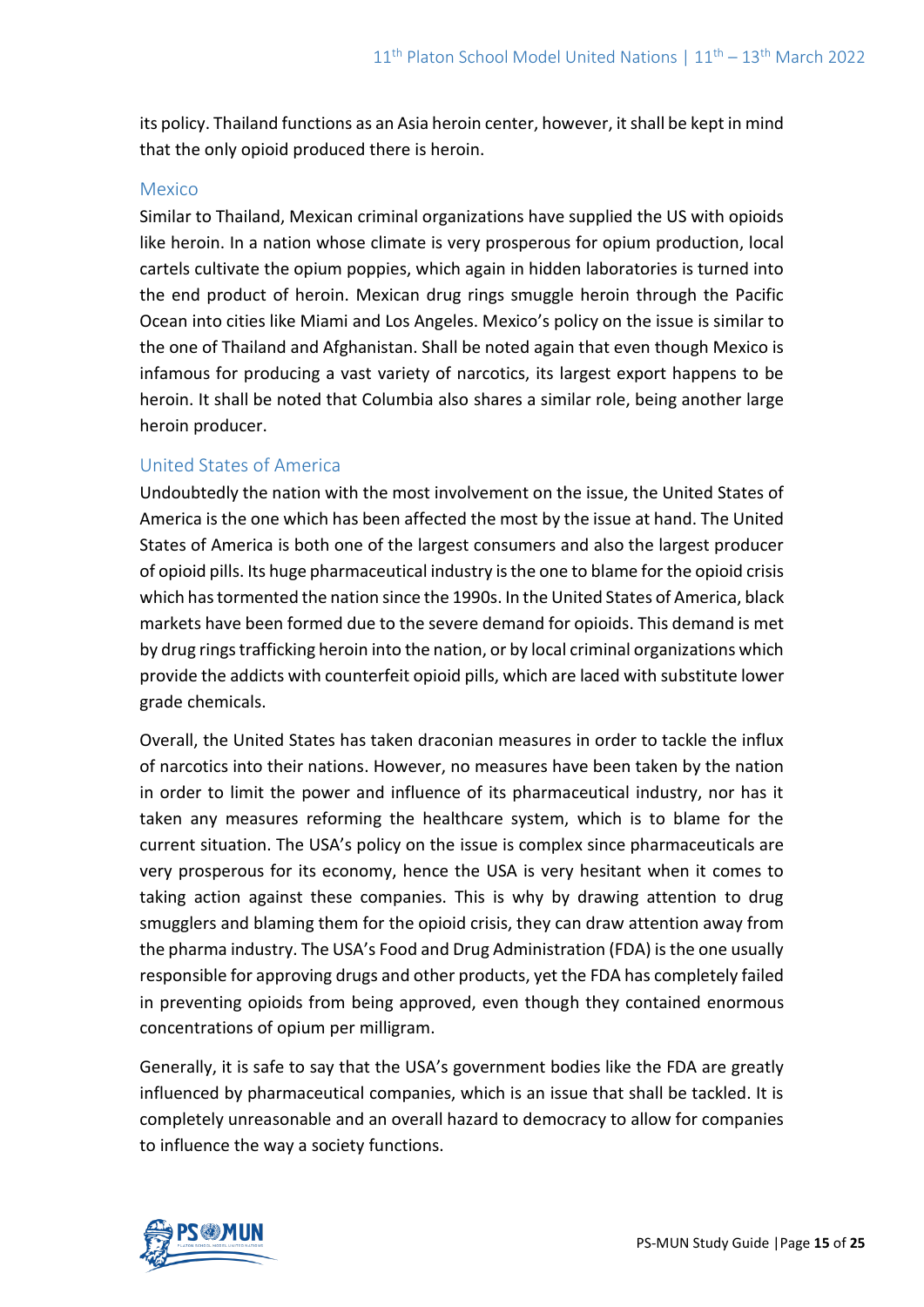its policy. Thailand functions as an Asia heroin center, however, it shall be kept in mind that the only opioid produced there is heroin.

### Mexico

Similar to Thailand, Mexican criminal organizations have supplied the US with opioids like heroin. In a nation whose climate is very prosperous for opium production, local cartels cultivate the opium poppies, which again in hidden laboratories is turned into the end product of heroin. Mexican drug rings smuggle heroin through the Pacific Ocean into cities like Miami and Los Angeles. Mexico's policy on the issue is similar to the one of Thailand and Afghanistan. Shall be noted again that even though Mexico is infamous for producing a vast variety of narcotics, its largest export happens to be heroin. It shall be noted that Columbia also shares a similar role, being another large heroin producer.

### United States of America

Undoubtedly the nation with the most involvement on the issue, the United States of America is the one which has been affected the most by the issue at hand. The United States of America is both one of the largest consumers and also the largest producer of opioid pills. Its huge pharmaceutical industry is the one to blame for the opioid crisis which has tormented the nation since the 1990s. In the United States of America, black markets have been formed due to the severe demand for opioids. This demand is met by drug rings trafficking heroin into the nation, or by local criminal organizations which provide the addicts with counterfeit opioid pills, which are laced with substitute lower grade chemicals.

Overall, the United States has taken draconian measures in order to tackle the influx of narcotics into their nations. However, no measures have been taken by the nation in order to limit the power and influence of its pharmaceutical industry, nor has it taken any measures reforming the healthcare system, which is to blame for the current situation. The USA's policy on the issue is complex since pharmaceuticals are very prosperous for its economy, hence the USA is very hesitant when it comes to taking action against these companies. This is why by drawing attention to drug smugglers and blaming them for the opioid crisis, they can draw attention away from the pharma industry. The USA's Food and Drug Administration (FDA) is the one usually responsible for approving drugs and other products, yet the FDA has completely failed in preventing opioids from being approved, even though they contained enormous concentrations of opium per milligram.

Generally, it is safe to say that the USA's government bodies like the FDA are greatly influenced by pharmaceutical companies, which is an issue that shall be tackled. It is completely unreasonable and an overall hazard to democracy to allow for companies to influence the way a society functions.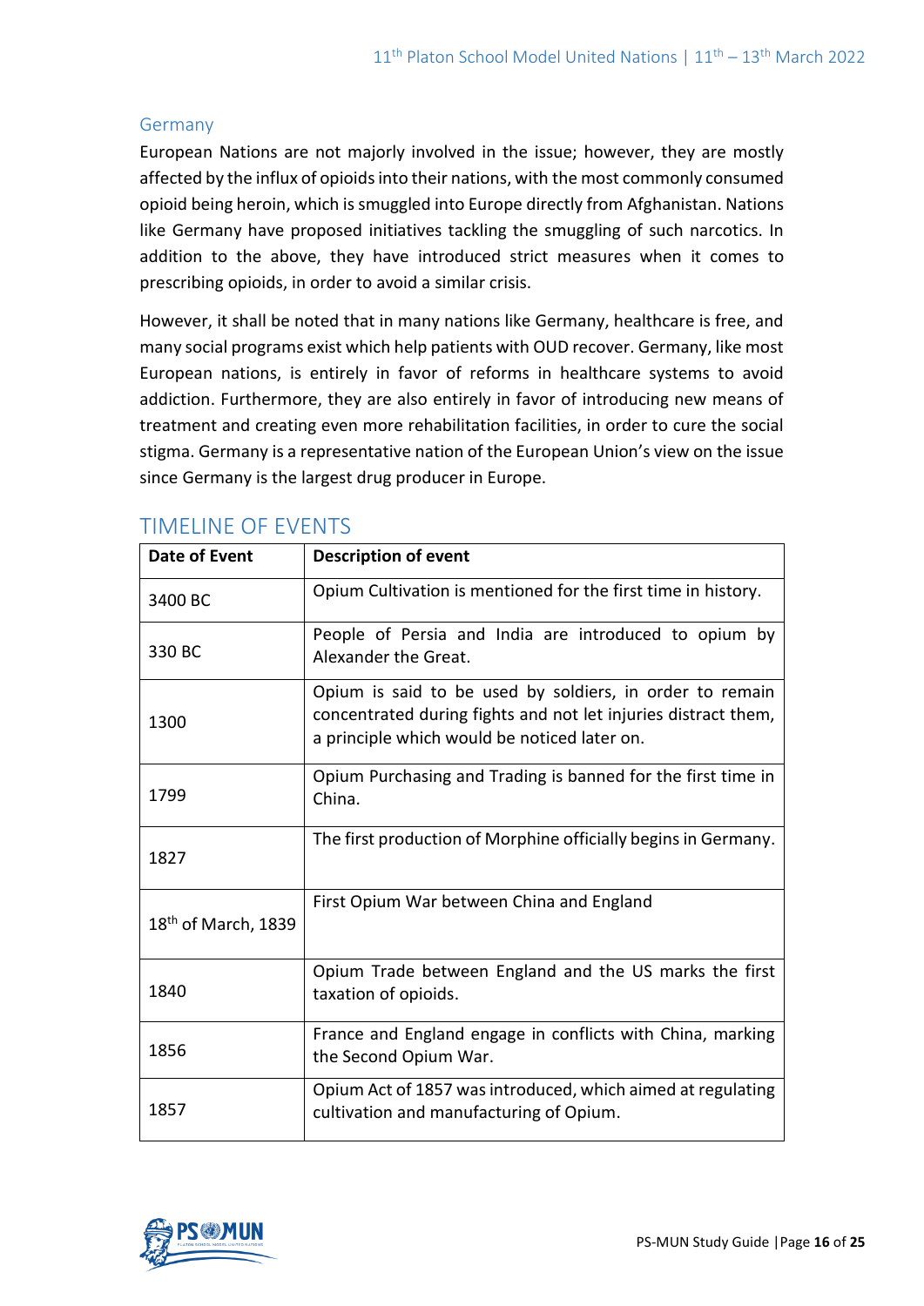### Germany

European Nations are not majorly involved in the issue; however, they are mostly affected by the influx of opioids into their nations, with the most commonly consumed opioid being heroin, which is smuggled into Europe directly from Afghanistan. Nations like Germany have proposed initiatives tackling the smuggling of such narcotics. In addition to the above, they have introduced strict measures when it comes to prescribing opioids, in order to avoid a similar crisis.

However, it shall be noted that in many nations like Germany, healthcare is free, and many social programs exist which help patients with OUD recover. Germany, like most European nations, is entirely in favor of reforms in healthcare systems to avoid addiction. Furthermore, they are also entirely in favor of introducing new means of treatment and creating even more rehabilitation facilities, in order to cure the social stigma. Germany is a representative nation of the European Union's view on the issue since Germany is the largest drug producer in Europe.

## TIMELINE OF EVENTS

| Date of Event | Description of event |
|---|---|
| 3400 BC | Opium Cultivation is mentioned for the first time in history. |
| 330 BC | People of Persia and India are introduced to opium by Alexander the Great. |
| 1300 | Opium is said to be used by soldiers, in order to remain concentrated during fights and not let injuries distract them, a principle which would be noticed later on. |
| 1799 | Opium Purchasing and Trading is banned for the first time in China. |
| 1827 | The first production of Morphine officially begins in Germany. |
| 18th of March, 1839 | First Opium War between China and England |
| 1840 | Opium Trade between England and the US marks the first taxation of opioids. |
| 1856 | France and England engage in conflicts with China, marking the Second Opium War. |
| 1857 | Opium Act of 1857 was introduced, which aimed at regulating cultivation and manufacturing of Opium. |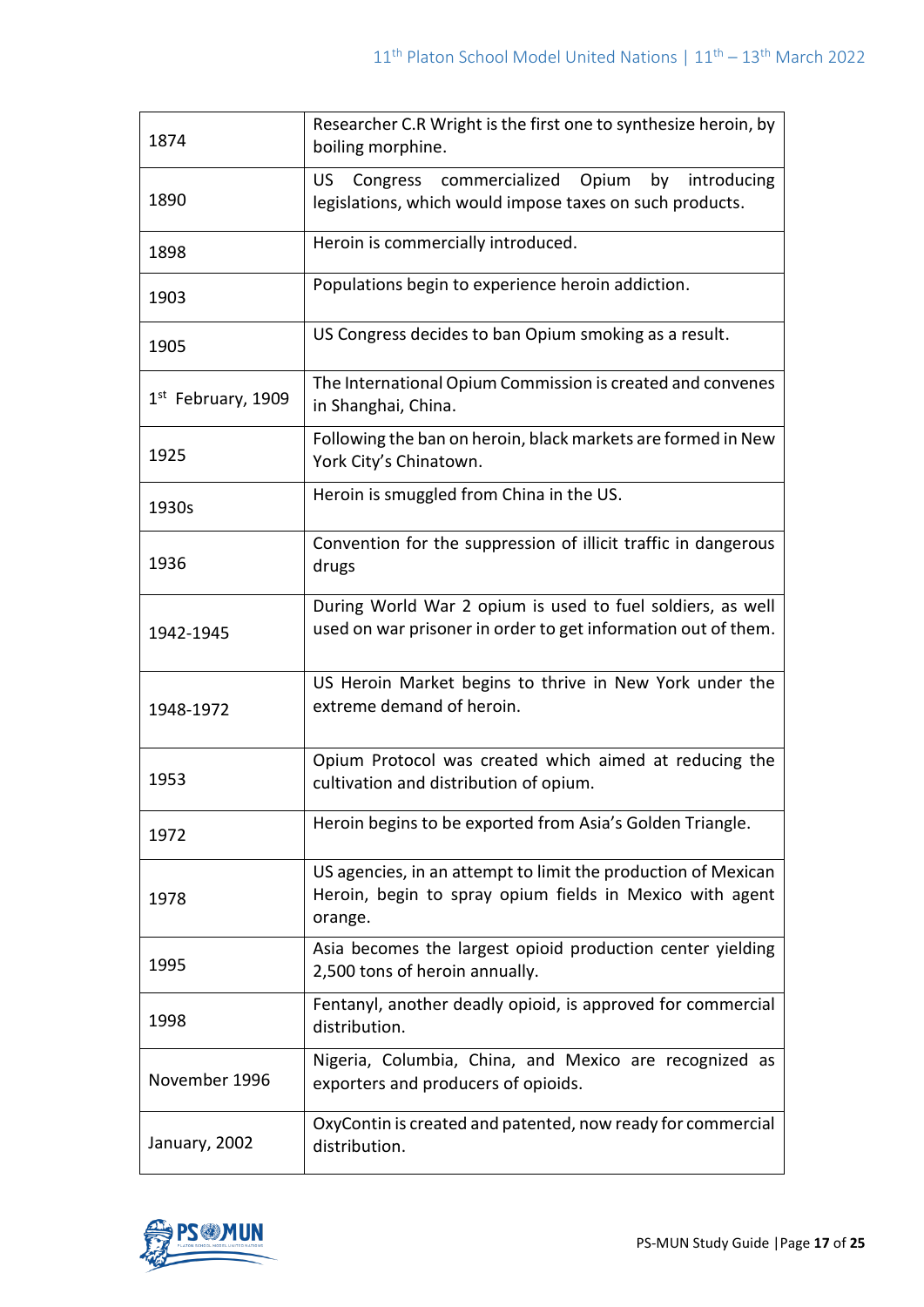| | |
|---|---|
| 1874 | Researcher C.R Wright is the first one to synthesize heroin, by boiling morphine. |
| 1890 | US Congress commercialized Opium by introducing legislations, which would impose taxes on such products. |
| 1898 | Heroin is commercially introduced. |
| 1903 | Populations begin to experience heroin addiction. |
| 1905 | US Congress decides to ban Opium smoking as a result. |
| 1st February, 1909 | The International Opium Commission is created and convenes in Shanghai, China. |
| 1925 | Following the ban on heroin, black markets are formed in New York City's Chinatown. |
| 1930s | Heroin is smuggled from China in the US. |
| 1936 | Convention for the suppression of illicit traffic in dangerous drugs |
| 1942-1945 | During World War 2 opium is used to fuel soldiers, as well used on war prisoner in order to get information out of them. |
| 1948-1972 | US Heroin Market begins to thrive in New York under the extreme demand of heroin. |
| 1953 | Opium Protocol was created which aimed at reducing the cultivation and distribution of opium. |
| 1972 | Heroin begins to be exported from Asia's Golden Triangle. |
| 1978 | US agencies, in an attempt to limit the production of Mexican Heroin, begin to spray opium fields in Mexico with agent orange. |
| 1995 | Asia becomes the largest opioid production center yielding 2,500 tons of heroin annually. |
| 1998 | Fentanyl, another deadly opioid, is approved for commercial distribution. |
| November 1996 | Nigeria, Columbia, China, and Mexico are recognized as exporters and producers of opioids. |
| January, 2002 | OxyContin is created and patented, now ready for commercial distribution. |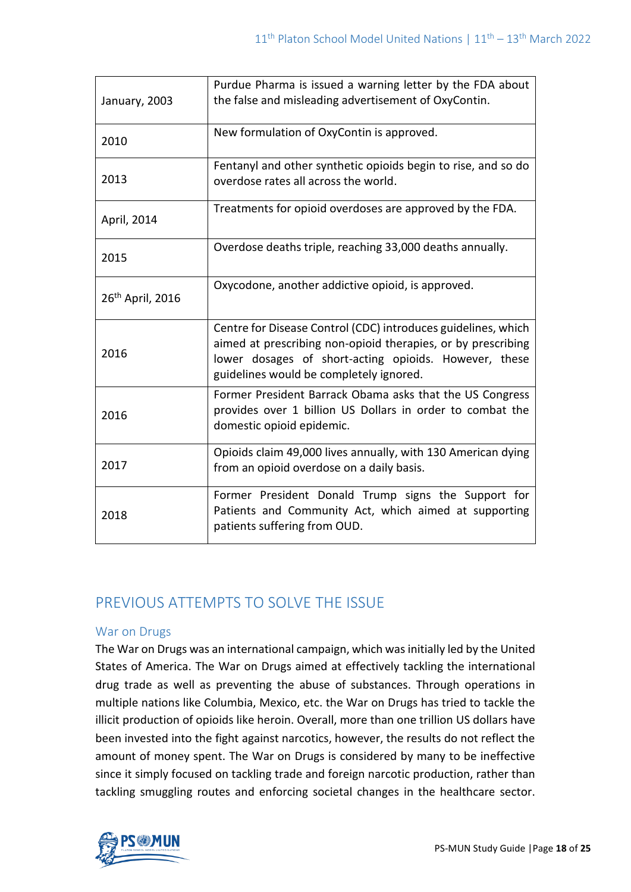| | |
|---|---|
| January, 2003 | Purdue Pharma is issued a warning letter by the FDA about the false and misleading advertisement of OxyContin. |
| 2010 | New formulation of OxyContin is approved. |
| 2013 | Fentanyl and other synthetic opioids begin to rise, and so do overdose rates all across the world. |
| April, 2014 | Treatments for opioid overdoses are approved by the FDA. |
| 2015 | Overdose deaths triple, reaching 33,000 deaths annually. |
| 26th April, 2016 | Oxycodone, another addictive opioid, is approved. |
| 2016 | Centre for Disease Control (CDC) introduces guidelines, which aimed at prescribing non-opioid therapies, or by prescribing lower dosages of short-acting opioids. However, these guidelines would be completely ignored. |
| 2016 | Former President Barrack Obama asks that the US Congress provides over 1 billion US Dollars in order to combat the domestic opioid epidemic. |
| 2017 | Opioids claim 49,000 lives annually, with 130 American dying from an opioid overdose on a daily basis. |
| 2018 | Former President Donald Trump signs the Support for Patients and Community Act, which aimed at supporting patients suffering from OUD. |

## PREVIOUS ATTEMPTS TO SOLVE THE ISSUE

### War on Drugs

The War on Drugs was an international campaign, which was initially led by the United States of America. The War on Drugs aimed at effectively tackling the international drug trade as well as preventing the abuse of substances. Through operations in multiple nations like Columbia, Mexico, etc. the War on Drugs has tried to tackle the illicit production of opioids like heroin. Overall, more than one trillion US dollars have been invested into the fight against narcotics, however, the results do not reflect the amount of money spent. The War on Drugs is considered by many to be ineffective since it simply focused on tackling trade and foreign narcotic production, rather than tackling smuggling routes and enforcing societal changes in the healthcare sector.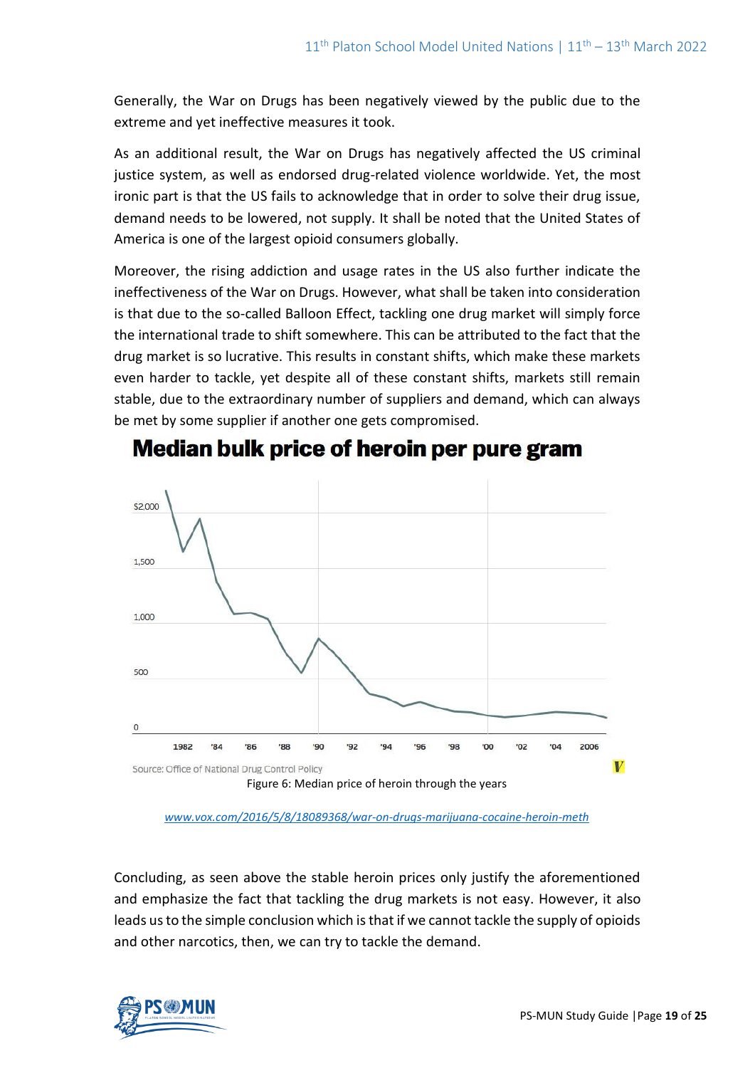Generally, the War on Drugs has been negatively viewed by the public due to the extreme and yet ineffective measures it took.

As an additional result, the War on Drugs has negatively affected the US criminal justice system, as well as endorsed drug-related violence worldwide. Yet, the most ironic part is that the US fails to acknowledge that in order to solve their drug issue, demand needs to be lowered, not supply. It shall be noted that the United States of America is one of the largest opioid consumers globally.

Moreover, the rising addiction and usage rates in the US also further indicate the ineffectiveness of the War on Drugs. However, what shall be taken into consideration is that due to the so-called Balloon Effect, tackling one drug market will simply force the international trade to shift somewhere. This can be attributed to the fact that the drug market is so lucrative. This results in constant shifts, which make these markets even harder to tackle, yet despite all of these constant shifts, markets still remain stable, due to the extraordinary number of suppliers and demand, which can always be met by some supplier if another one gets compromised.

**Median bulk price of heroin per pure gram**

Source: Office of National Drug Control Policy

Figure 6: Median price of heroin through the years

www.vox.com/2016/5/8/18089368/war-on-drugs-marijuana-cocaine-heroin-meth

Concluding, as seen above the stable heroin prices only justify the aforementioned and emphasize the fact that tackling the drug markets is not easy. However, it also leads us to the simple conclusion which is that if we cannot tackle the supply of opioids and other narcotics, then, we can try to tackle the demand.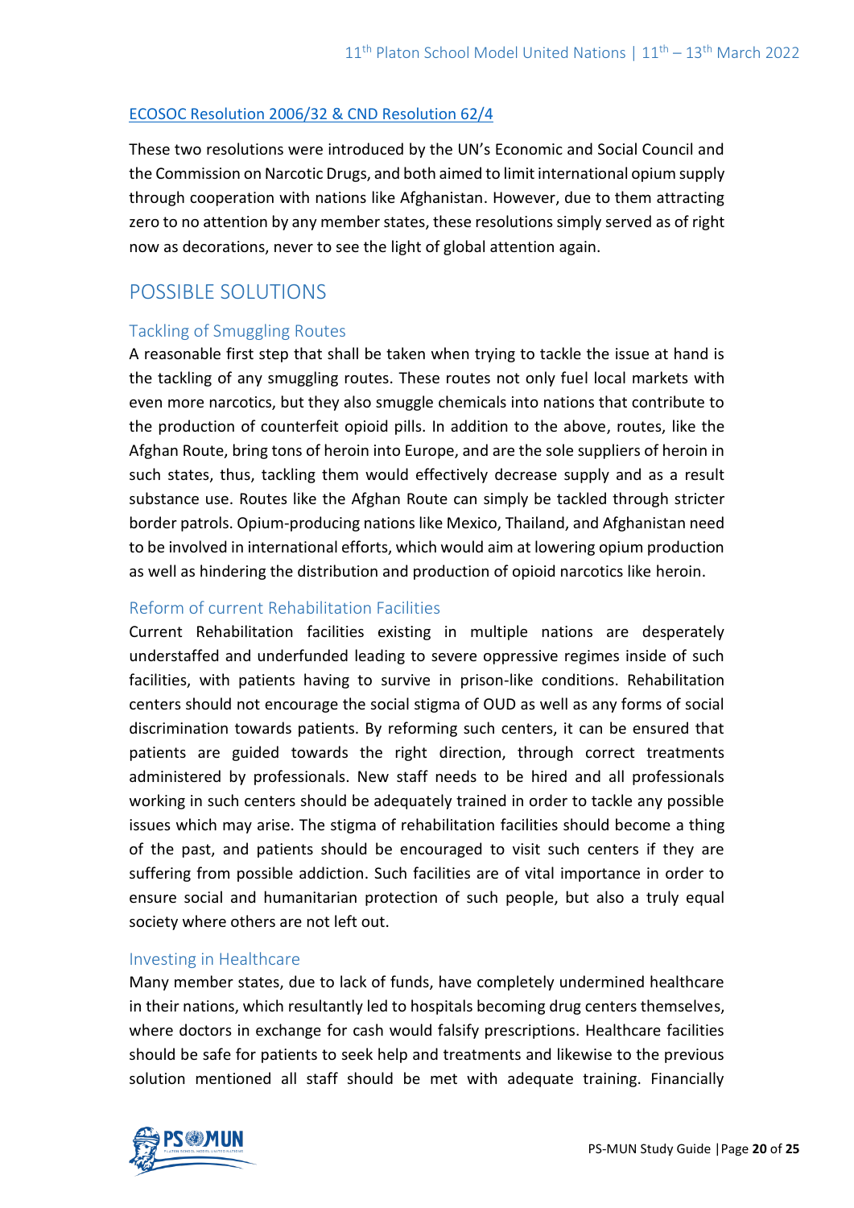[ECOSOC Resolution 2006/32 & CND Resolution 62/4](#)

These two resolutions were introduced by the UN's Economic and Social Council and the Commission on Narcotic Drugs, and both aimed to limit international opium supply through cooperation with nations like Afghanistan. However, due to them attracting zero to no attention by any member states, these resolutions simply served as of right now as decorations, never to see the light of global attention again.

## POSSIBLE SOLUTIONS

### Tackling of Smuggling Routes

A reasonable first step that shall be taken when trying to tackle the issue at hand is the tackling of any smuggling routes. These routes not only fuel local markets with even more narcotics, but they also smuggle chemicals into nations that contribute to the production of counterfeit opioid pills. In addition to the above, routes, like the Afghan Route, bring tons of heroin into Europe, and are the sole suppliers of heroin in such states, thus, tackling them would effectively decrease supply and as a result substance use. Routes like the Afghan Route can simply be tackled through stricter border patrols. Opium-producing nations like Mexico, Thailand, and Afghanistan need to be involved in international efforts, which would aim at lowering opium production as well as hindering the distribution and production of opioid narcotics like heroin.

### Reform of current Rehabilitation Facilities

Current Rehabilitation facilities existing in multiple nations are desperately understaffed and underfunded leading to severe oppressive regimes inside of such facilities, with patients having to survive in prison-like conditions. Rehabilitation centers should not encourage the social stigma of OUD as well as any forms of social discrimination towards patients. By reforming such centers, it can be ensured that patients are guided towards the right direction, through correct treatments administered by professionals. New staff needs to be hired and all professionals working in such centers should be adequately trained in order to tackle any possible issues which may arise. The stigma of rehabilitation facilities should become a thing of the past, and patients should be encouraged to visit such centers if they are suffering from possible addiction. Such facilities are of vital importance in order to ensure social and humanitarian protection of such people, but also a truly equal society where others are not left out.

### Investing in Healthcare

Many member states, due to lack of funds, have completely undermined healthcare in their nations, which resultantly led to hospitals becoming drug centers themselves, where doctors in exchange for cash would falsify prescriptions. Healthcare facilities should be safe for patients to seek help and treatments and likewise to the previous solution mentioned all staff should be met with adequate training. Financially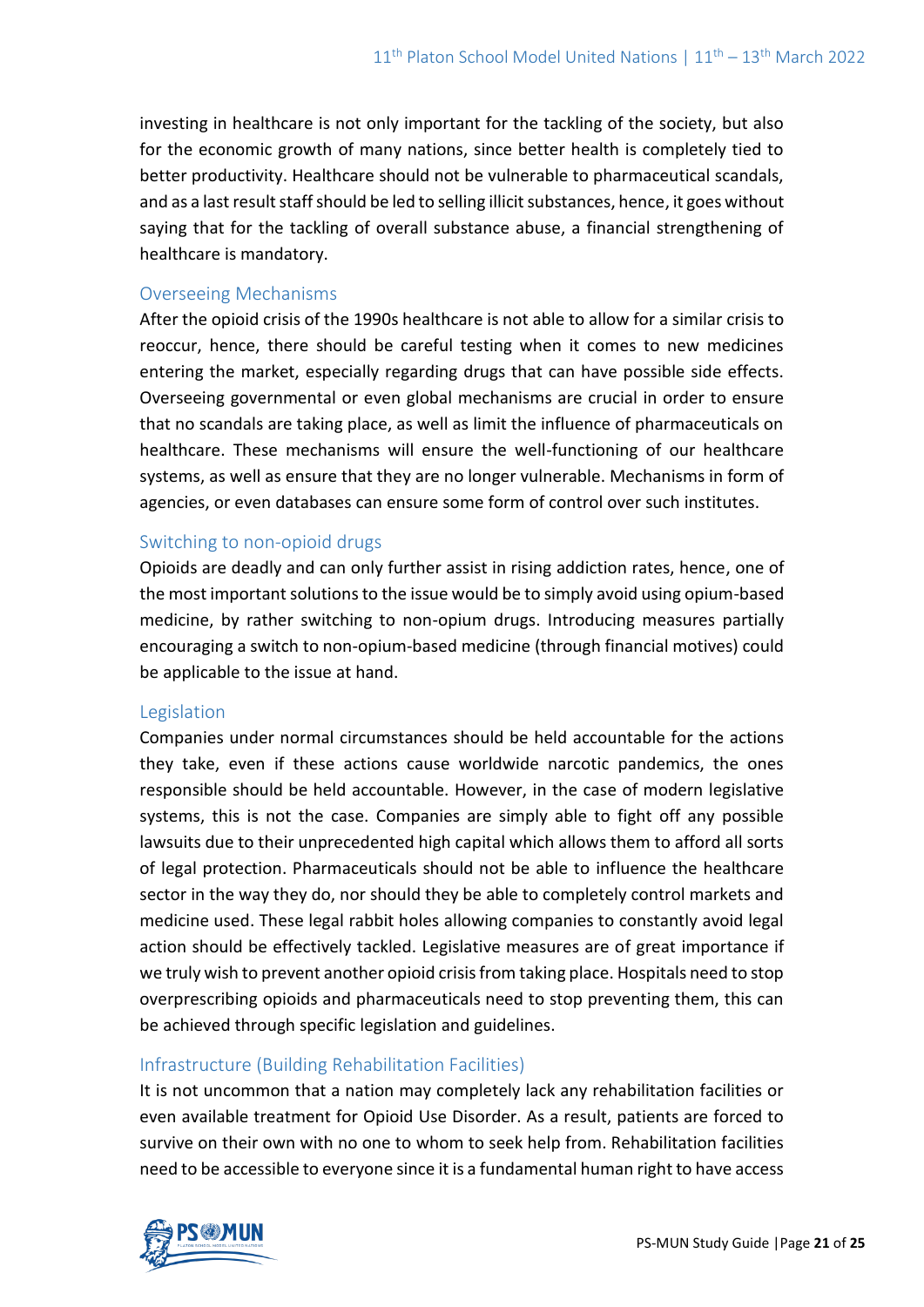investing in healthcare is not only important for the tackling of the society, but also for the economic growth of many nations, since better health is completely tied to better productivity. Healthcare should not be vulnerable to pharmaceutical scandals, and as a last result staff should be led to selling illicit substances, hence, it goes without saying that for the tackling of overall substance abuse, a financial strengthening of healthcare is mandatory.

### Overseeing Mechanisms

After the opioid crisis of the 1990s healthcare is not able to allow for a similar crisis to reoccur, hence, there should be careful testing when it comes to new medicines entering the market, especially regarding drugs that can have possible side effects. Overseeing governmental or even global mechanisms are crucial in order to ensure that no scandals are taking place, as well as limit the influence of pharmaceuticals on healthcare. These mechanisms will ensure the well-functioning of our healthcare systems, as well as ensure that they are no longer vulnerable. Mechanisms in form of agencies, or even databases can ensure some form of control over such institutes.

### Switching to non-opioid drugs

Opioids are deadly and can only further assist in rising addiction rates, hence, one of the most important solutions to the issue would be to simply avoid using opium-based medicine, by rather switching to non-opium drugs. Introducing measures partially encouraging a switch to non-opium-based medicine (through financial motives) could be applicable to the issue at hand.

### Legislation

Companies under normal circumstances should be held accountable for the actions they take, even if these actions cause worldwide narcotic pandemics, the ones responsible should be held accountable. However, in the case of modern legislative systems, this is not the case. Companies are simply able to fight off any possible lawsuits due to their unprecedented high capital which allows them to afford all sorts of legal protection. Pharmaceuticals should not be able to influence the healthcare sector in the way they do, nor should they be able to completely control markets and medicine used. These legal rabbit holes allowing companies to constantly avoid legal action should be effectively tackled. Legislative measures are of great importance if we truly wish to prevent another opioid crisis from taking place. Hospitals need to stop overprescribing opioids and pharmaceuticals need to stop preventing them, this can be achieved through specific legislation and guidelines.

### Infrastructure (Building Rehabilitation Facilities)

It is not uncommon that a nation may completely lack any rehabilitation facilities or even available treatment for Opioid Use Disorder. As a result, patients are forced to survive on their own with no one to whom to seek help from. Rehabilitation facilities need to be accessible to everyone since it is a fundamental human right to have access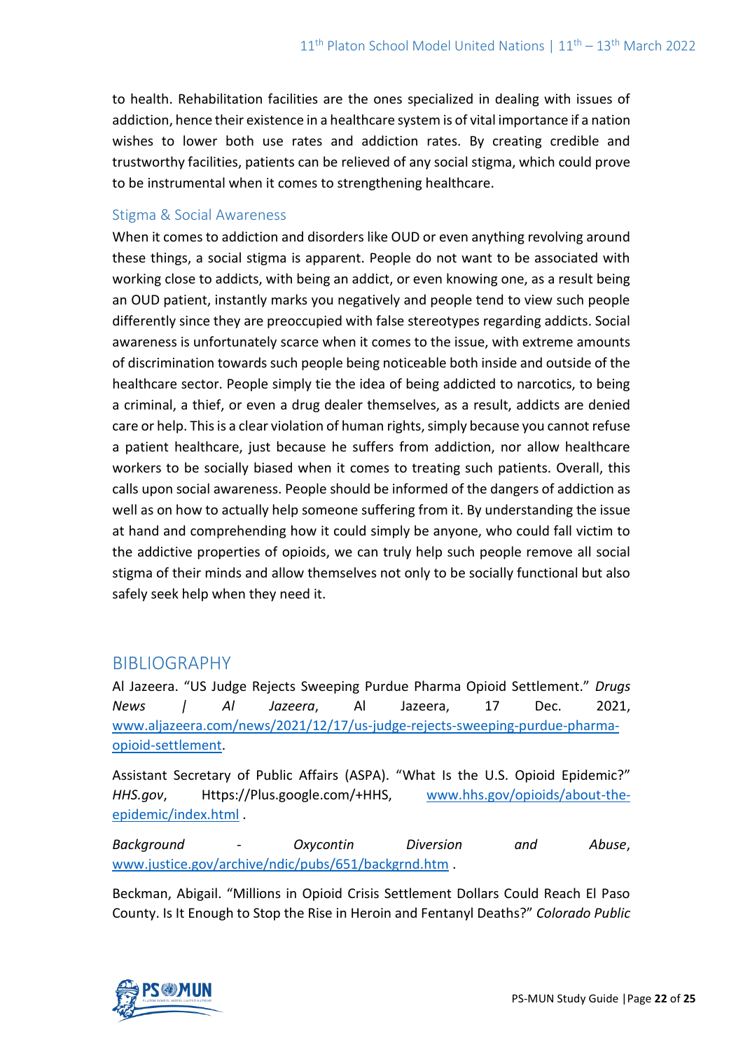to health. Rehabilitation facilities are the ones specialized in dealing with issues of addiction, hence their existence in a healthcare system is of vital importance if a nation wishes to lower both use rates and addiction rates. By creating credible and trustworthy facilities, patients can be relieved of any social stigma, which could prove to be instrumental when it comes to strengthening healthcare.

### Stigma & Social Awareness

When it comes to addiction and disorders like OUD or even anything revolving around these things, a social stigma is apparent. People do not want to be associated with working close to addicts, with being an addict, or even knowing one, as a result being an OUD patient, instantly marks you negatively and people tend to view such people differently since they are preoccupied with false stereotypes regarding addicts. Social awareness is unfortunately scarce when it comes to the issue, with extreme amounts of discrimination towards such people being noticeable both inside and outside of the healthcare sector. People simply tie the idea of being addicted to narcotics, to being a criminal, a thief, or even a drug dealer themselves, as a result, addicts are denied care or help. This is a clear violation of human rights, simply because you cannot refuse a patient healthcare, just because he suffers from addiction, nor allow healthcare workers to be socially biased when it comes to treating such patients. Overall, this calls upon social awareness. People should be informed of the dangers of addiction as well as on how to actually help someone suffering from it. By understanding the issue at hand and comprehending how it could simply be anyone, who could fall victim to the addictive properties of opioids, we can truly help such people remove all social stigma of their minds and allow themselves not only to be socially functional but also safely seek help when they need it.

## BIBLIOGRAPHY

Al Jazeera. "US Judge Rejects Sweeping Purdue Pharma Opioid Settlement." *Drugs News | Al Jazeera*, Al Jazeera, 17 Dec. 2021, www.aljazeera.com/news/2021/12/17/us-judge-rejects-sweeping-purdue-pharma-opioid-settlement.

Assistant Secretary of Public Affairs (ASPA). "What Is the U.S. Opioid Epidemic?" *HHS.gov*, Https://Plus.google.com/+HHS, www.hhs.gov/opioids/about-the-epidemic/index.html .

*Background - Oxycontin Diversion and Abuse*, www.justice.gov/archive/ndic/pubs/651/backgrnd.htm .

Beckman, Abigail. "Millions in Opioid Crisis Settlement Dollars Could Reach El Paso County. Is It Enough to Stop the Rise in Heroin and Fentanyl Deaths?" *Colorado Public*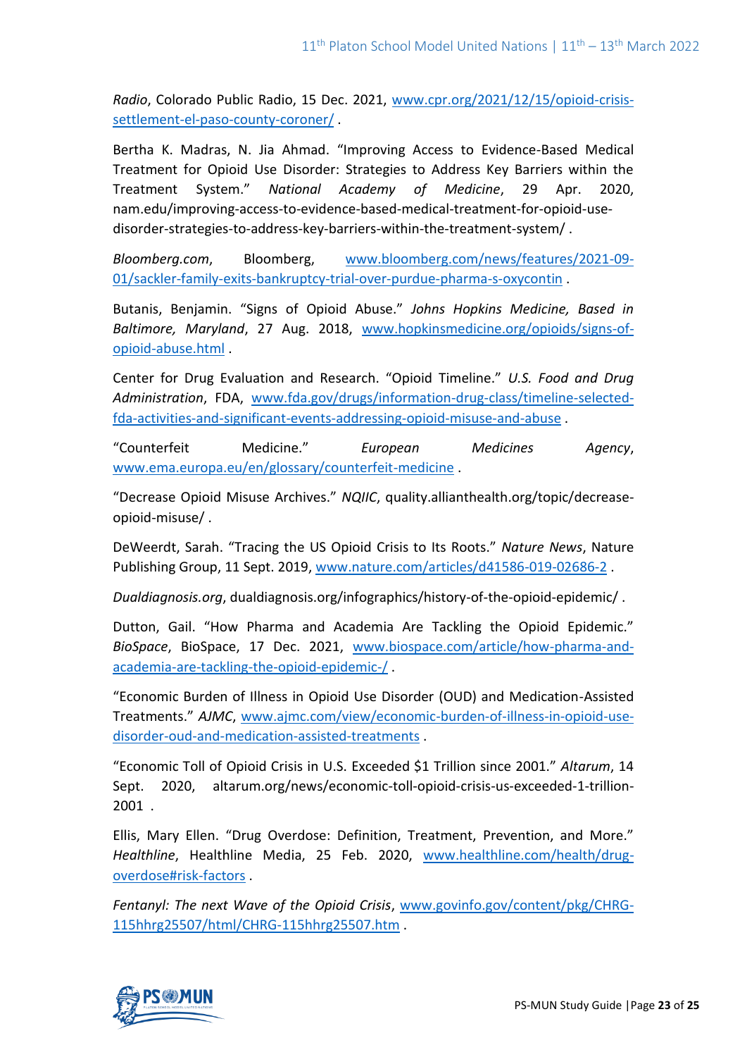*Radio*, Colorado Public Radio, 15 Dec. 2021, [www.cpr.org/2021/12/15/opioid-crisis-settlement-el-paso-county-coroner/](http://www.cpr.org/2021/12/15/opioid-crisis-settlement-el-paso-county-coroner/) .

Bertha K. Madras, N. Jia Ahmad. "Improving Access to Evidence-Based Medical Treatment for Opioid Use Disorder: Strategies to Address Key Barriers within the Treatment System." *National Academy of Medicine*, 29 Apr. 2020, nam.edu/improving-access-to-evidence-based-medical-treatment-for-opioid-use-disorder-strategies-to-address-key-barriers-within-the-treatment-system/ .

*Bloomberg.com*, Bloomberg, [www.bloomberg.com/news/features/2021-09-01/sackler-family-exits-bankruptcy-trial-over-purdue-pharma-s-oxycontin](http://www.bloomberg.com/news/features/2021-09-01/sackler-family-exits-bankruptcy-trial-over-purdue-pharma-s-oxycontin) .

Butanis, Benjamin. "Signs of Opioid Abuse." *Johns Hopkins Medicine, Based in Baltimore, Maryland*, 27 Aug. 2018, [www.hopkinsmedicine.org/opioids/signs-of-opioid-abuse.html](http://www.hopkinsmedicine.org/opioids/signs-of-opioid-abuse.html) .

Center for Drug Evaluation and Research. "Opioid Timeline." *U.S. Food and Drug Administration*, FDA, [www.fda.gov/drugs/information-drug-class/timeline-selected-fda-activities-and-significant-events-addressing-opioid-misuse-and-abuse](http://www.fda.gov/drugs/information-drug-class/timeline-selected-fda-activities-and-significant-events-addressing-opioid-misuse-and-abuse) .

"Counterfeit Medicine." *European Medicines Agency*, [www.ema.europa.eu/en/glossary/counterfeit-medicine](http://www.ema.europa.eu/en/glossary/counterfeit-medicine) .

"Decrease Opioid Misuse Archives." *NQIIC*, quality.allianthealth.org/topic/decrease-opioid-misuse/ .

DeWeerdt, Sarah. "Tracing the US Opioid Crisis to Its Roots." *Nature News*, Nature Publishing Group, 11 Sept. 2019, [www.nature.com/articles/d41586-019-02686-2](http://www.nature.com/articles/d41586-019-02686-2) .

*Dualdiagnosis.org*, dualdiagnosis.org/infographics/history-of-the-opioid-epidemic/ .

Dutton, Gail. "How Pharma and Academia Are Tackling the Opioid Epidemic." *BioSpace*, BioSpace, 17 Dec. 2021, [www.biospace.com/article/how-pharma-and-academia-are-tackling-the-opioid-epidemic-/](http://www.biospace.com/article/how-pharma-and-academia-are-tackling-the-opioid-epidemic-/) .

"Economic Burden of Illness in Opioid Use Disorder (OUD) and Medication-Assisted Treatments." *AJMC*, [www.ajmc.com/view/economic-burden-of-illness-in-opioid-use-disorder-oud-and-medication-assisted-treatments](http://www.ajmc.com/view/economic-burden-of-illness-in-opioid-use-disorder-oud-and-medication-assisted-treatments) .

"Economic Toll of Opioid Crisis in U.S. Exceeded $1 Trillion since 2001." *Altarum*, 14 Sept. 2020, altarum.org/news/economic-toll-opioid-crisis-us-exceeded-1-trillion-2001 .

Ellis, Mary Ellen. "Drug Overdose: Definition, Treatment, Prevention, and More." *Healthline*, Healthline Media, 25 Feb. 2020, [www.healthline.com/health/drug-overdose#risk-factors](http://www.healthline.com/health/drug-overdose#risk-factors) .

*Fentanyl: The next Wave of the Opioid Crisis*, [www.govinfo.gov/content/pkg/CHRG-115hhrg25507/html/CHRG-115hhrg25507.htm](http://www.govinfo.gov/content/pkg/CHRG-115hhrg25507/html/CHRG-115hhrg25507.htm) .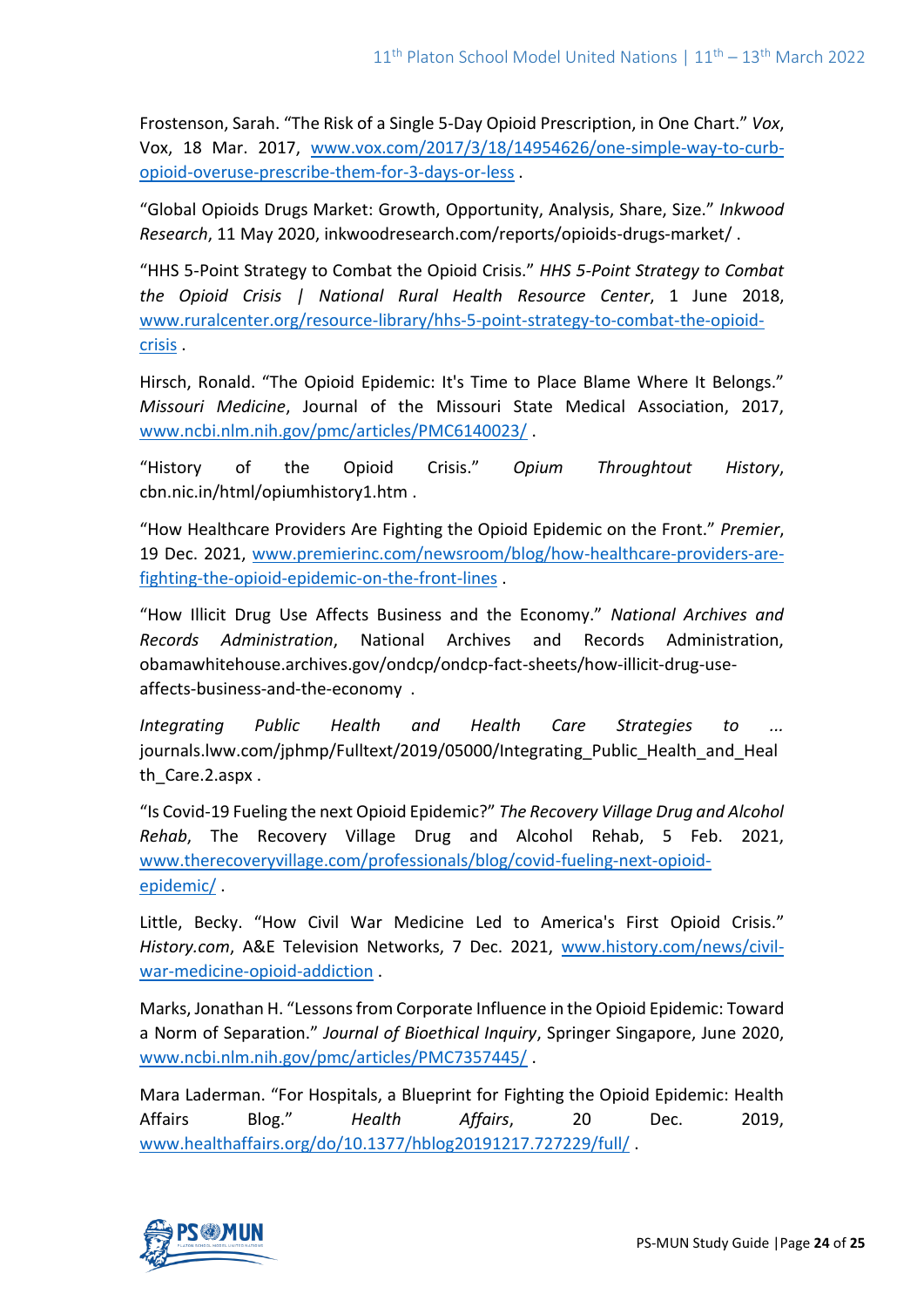Frostenson, Sarah. "The Risk of a Single 5-Day Opioid Prescription, in One Chart." *Vox*, Vox, 18 Mar. 2017, www.vox.com/2017/3/18/14954626/one-simple-way-to-curb-opioid-overuse-prescribe-them-for-3-days-or-less .

"Global Opioids Drugs Market: Growth, Opportunity, Analysis, Share, Size." *Inkwood Research*, 11 May 2020, inkwoodresearch.com/reports/opioids-drugs-market/ .

"HHS 5-Point Strategy to Combat the Opioid Crisis." *HHS 5-Point Strategy to Combat the Opioid Crisis | National Rural Health Resource Center*, 1 June 2018, www.ruralcenter.org/resource-library/hhs-5-point-strategy-to-combat-the-opioid-crisis .

Hirsch, Ronald. "The Opioid Epidemic: It's Time to Place Blame Where It Belongs." *Missouri Medicine*, Journal of the Missouri State Medical Association, 2017, www.ncbi.nlm.nih.gov/pmc/articles/PMC6140023/ .

"History of the Opioid Crisis." *Opium Throughtout History*, cbn.nic.in/html/opiumhistory1.htm .

"How Healthcare Providers Are Fighting the Opioid Epidemic on the Front." *Premier*, 19 Dec. 2021, www.premierinc.com/newsroom/blog/how-healthcare-providers-are-fighting-the-opioid-epidemic-on-the-front-lines .

"How Illicit Drug Use Affects Business and the Economy." *National Archives and Records Administration*, National Archives and Records Administration, obamawhitehouse.archives.gov/ondcp/ondcp-fact-sheets/how-illicit-drug-use-affects-business-and-the-economy .

*Integrating Public Health and Health Care Strategies to ...* journals.lww.com/jphmp/Fulltext/2019/05000/Integrating_Public_Health_and_Health_Care.2.aspx .

"Is Covid-19 Fueling the next Opioid Epidemic?" *The Recovery Village Drug and Alcohol Rehab*, The Recovery Village Drug and Alcohol Rehab, 5 Feb. 2021, www.therecoveryvillage.com/professionals/blog/covid-fueling-next-opioid-epidemic/ .

Little, Becky. "How Civil War Medicine Led to America's First Opioid Crisis." *History.com*, A&E Television Networks, 7 Dec. 2021, www.history.com/news/civil-war-medicine-opioid-addiction .

Marks, Jonathan H. "Lessons from Corporate Influence in the Opioid Epidemic: Toward a Norm of Separation." *Journal of Bioethical Inquiry*, Springer Singapore, June 2020, www.ncbi.nlm.nih.gov/pmc/articles/PMC7357445/ .

Mara Laderman. "For Hospitals, a Blueprint for Fighting the Opioid Epidemic: Health Affairs Blog." *Health Affairs*, 20 Dec. 2019, www.healthaffairs.org/do/10.1377/hblog20191217.727229/full/ .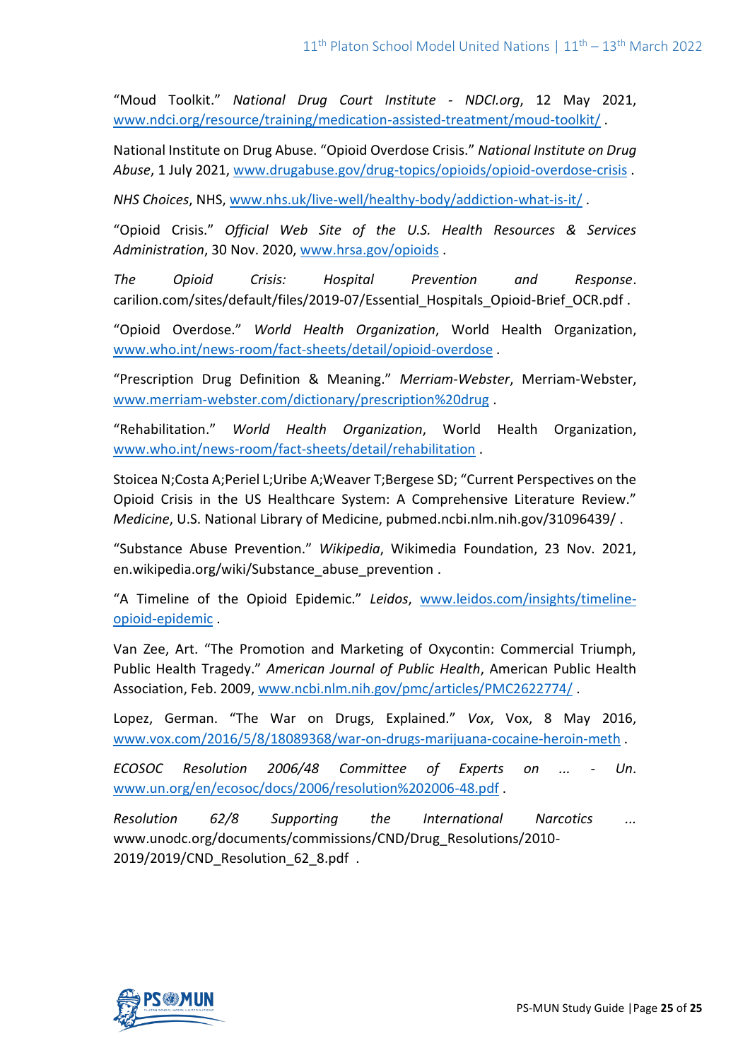"Moud Toolkit." *National Drug Court Institute - NDCI.org*, 12 May 2021, www.ndci.org/resource/training/medication-assisted-treatment/moud-toolkit/ .

National Institute on Drug Abuse. "Opioid Overdose Crisis." *National Institute on Drug Abuse*, 1 July 2021, www.drugabuse.gov/drug-topics/opioids/opioid-overdose-crisis .

*NHS Choices*, NHS, www.nhs.uk/live-well/healthy-body/addiction-what-is-it/ .

"Opioid Crisis." *Official Web Site of the U.S. Health Resources & Services Administration*, 30 Nov. 2020, www.hrsa.gov/opioids .

*The Opioid Crisis: Hospital Prevention and Response*. carilion.com/sites/default/files/2019-07/Essential_Hospitals_Opioid-Brief_OCR.pdf .

"Opioid Overdose." *World Health Organization*, World Health Organization, www.who.int/news-room/fact-sheets/detail/opioid-overdose .

"Prescription Drug Definition & Meaning." *Merriam-Webster*, Merriam-Webster, www.merriam-webster.com/dictionary/prescription%20drug .

"Rehabilitation." *World Health Organization*, World Health Organization, www.who.int/news-room/fact-sheets/detail/rehabilitation .

Stoicea N;Costa A;Periel L;Uribe A;Weaver T;Bergese SD; "Current Perspectives on the Opioid Crisis in the US Healthcare System: A Comprehensive Literature Review." *Medicine*, U.S. National Library of Medicine, pubmed.ncbi.nlm.nih.gov/31096439/ .

"Substance Abuse Prevention." *Wikipedia*, Wikimedia Foundation, 23 Nov. 2021, en.wikipedia.org/wiki/Substance_abuse_prevention .

"A Timeline of the Opioid Epidemic." *Leidos*, www.leidos.com/insights/timeline-opioid-epidemic .

Van Zee, Art. "The Promotion and Marketing of Oxycontin: Commercial Triumph, Public Health Tragedy." *American Journal of Public Health*, American Public Health Association, Feb. 2009, www.ncbi.nlm.nih.gov/pmc/articles/PMC2622774/ .

Lopez, German. "The War on Drugs, Explained." *Vox*, Vox, 8 May 2016, www.vox.com/2016/5/8/18089368/war-on-drugs-marijuana-cocaine-heroin-meth .

*ECOSOC Resolution 2006/48 Committee of Experts on ... - Un*. www.un.org/en/ecosoc/docs/2006/resolution%202006-48.pdf .

*Resolution 62/8 Supporting the International Narcotics ...* www.unodc.org/documents/commissions/CND/Drug_Resolutions/2010-2019/2019/CND_Resolution_62_8.pdf .